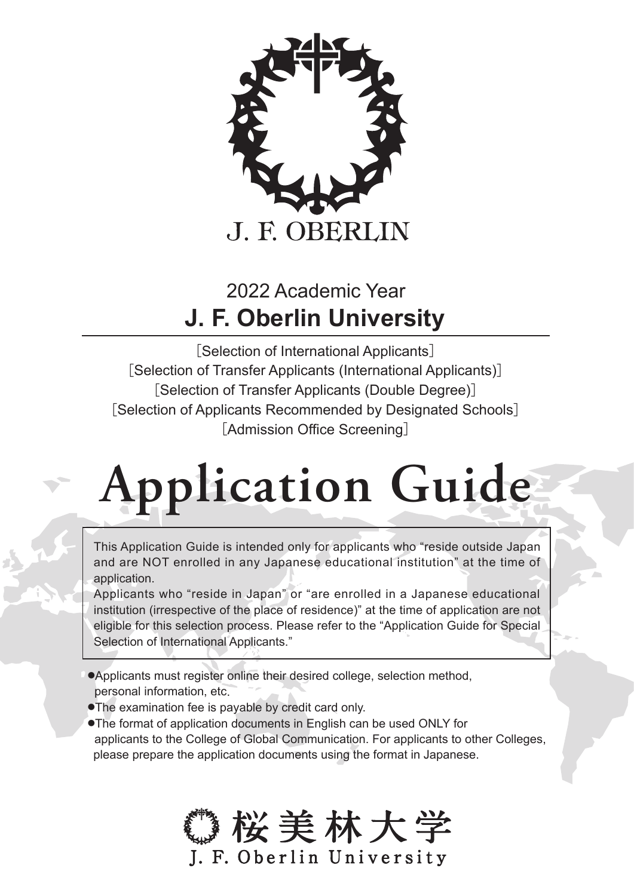J. F. OBERLIN

2022 Academic Year

# J. F. Oberlin University

［Selection of International Applicants］
［Selection of Transfer Applicants (International Applicants)］
［Selection of Transfer Applicants (Double Degree)］
［Selection of Applicants Recommended by Designated Schools］
［Admission Office Screening］

# Application Guide

This Application Guide is intended only for applicants who “reside outside Japan and are NOT enrolled in any Japanese educational institution” at the time of application.

Applicants who “reside in Japan” or “are enrolled in a Japanese educational institution (irrespective of the place of residence)” at the time of application are not eligible for this selection process. Please refer to the “Application Guide for Special Selection of International Applicants.”

- Applicants must register online their desired college, selection method, personal information, etc.
- The examination fee is payable by credit card only.
- The format of application documents in English can be used ONLY for applicants to the College of Global Communication. For applicants to other Colleges, please prepare the application documents using the format in Japanese.

桜美林大学
J. F. Oberlin University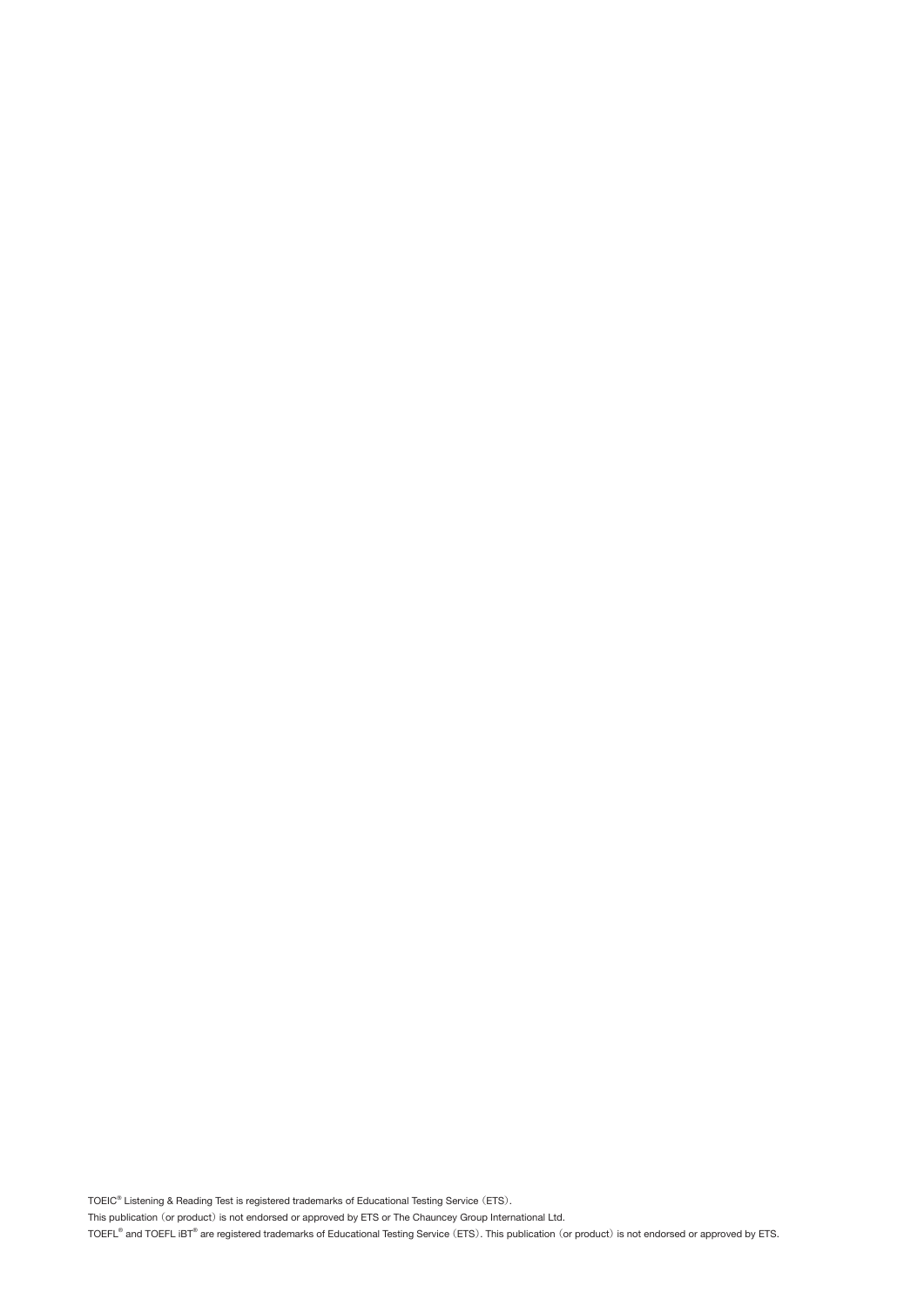TOEIC® Listening & Reading Test is registered trademarks of Educational Testing Service（ETS）.

This publication（or product）is not endorsed or approved by ETS or The Chauncey Group International Ltd.

TOEFL® and TOEFL iBT® are registered trademarks of Educational Testing Service（ETS）. This publication（or product）is not endorsed or approved by ETS.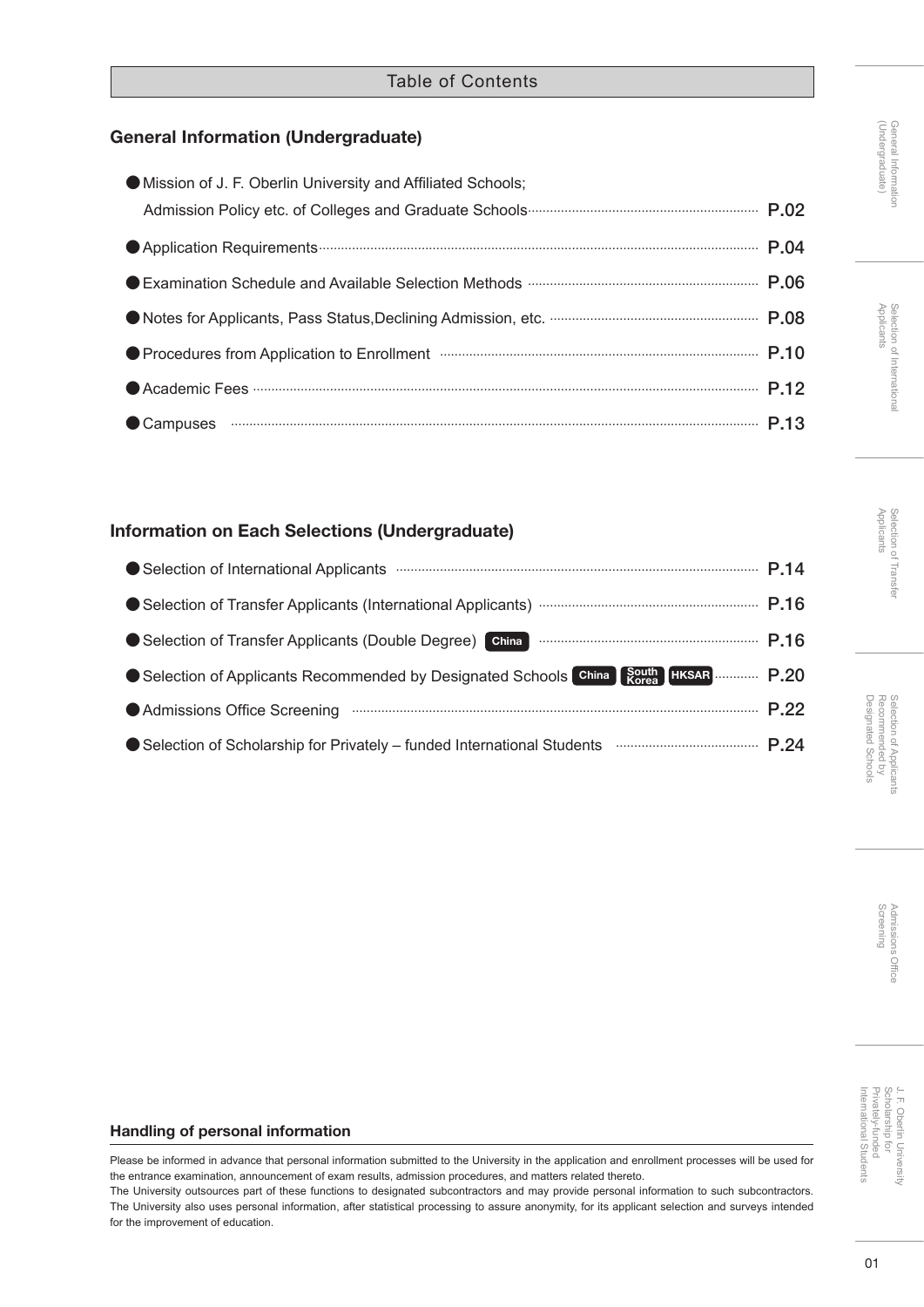# Table of Contents

## General Information (Undergraduate)

- Mission of J. F. Oberlin University and Affiliated Schools; Admission Policy etc. of Colleges and Graduate Schools ..... P.02
- Application Requirements ..... P.04
- Examination Schedule and Available Selection Methods ..... P.06
- Notes for Applicants, Pass Status, Declining Admission, etc. ..... P.08
- Procedures from Application to Enrollment ..... P.10
- Academic Fees ..... P.12
- Campuses ..... P.13

## Information on Each Selections (Undergraduate)

- Selection of International Applicants ..... P.14
- Selection of Transfer Applicants (International Applicants) ..... P.16
- Selection of Transfer Applicants (Double Degree) **China** ..... P.16
- Selection of Applicants Recommended by Designated Schools **China** **South Korea** **HKSAR** ..... P.20
- Admissions Office Screening ..... P.22
- Selection of Scholarship for Privately – funded International Students ..... P.24

### Handling of personal information

Please be informed in advance that personal information submitted to the University in the application and enrollment processes will be used for the entrance examination, announcement of exam results, admission procedures, and matters related thereto.
The University outsources part of these functions to designated subcontractors and may provide personal information to such subcontractors. The University also uses personal information, after statistical processing to assure anonymity, for its applicant selection and surveys intended for the improvement of education.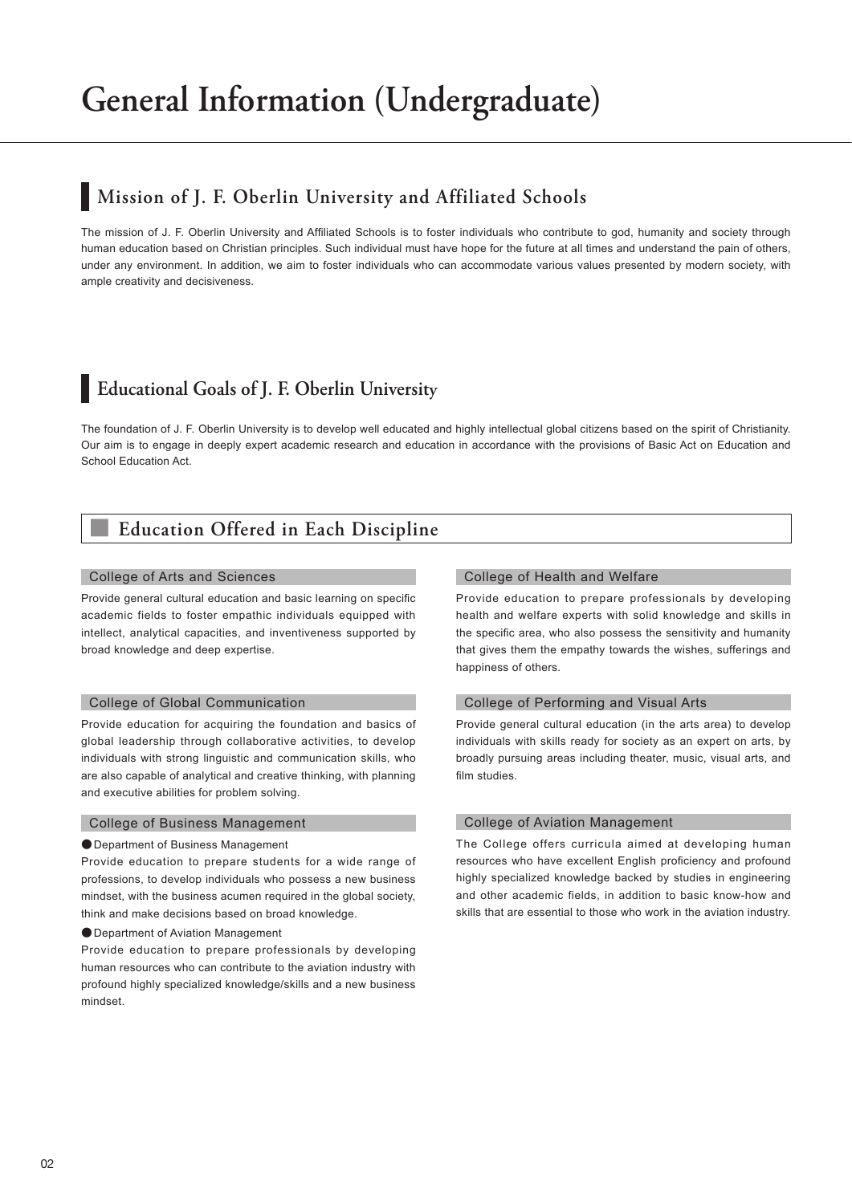# General Information (Undergraduate)

## Mission of J. F. Oberlin University and Affiliated Schools

The mission of J. F. Oberlin University and Affiliated Schools is to foster individuals who contribute to god, humanity and society through human education based on Christian principles. Such individual must have hope for the future at all times and understand the pain of others, under any environment. In addition, we aim to foster individuals who can accommodate various values presented by modern society, with ample creativity and decisiveness.

## Educational Goals of J. F. Oberlin University

The foundation of J. F. Oberlin University is to develop well educated and highly intellectual global citizens based on the spirit of Christianity. Our aim is to engage in deeply expert academic research and education in accordance with the provisions of Basic Act on Education and School Education Act.

## Education Offered in Each Discipline

### College of Arts and Sciences

Provide general cultural education and basic learning on specific academic fields to foster empathic individuals equipped with intellect, analytical capacities, and inventiveness supported by broad knowledge and deep expertise.

### College of Global Communication

Provide education for acquiring the foundation and basics of global leadership through collaborative activities, to develop individuals with strong linguistic and communication skills, who are also capable of analytical and creative thinking, with planning and executive abilities for problem solving.

### College of Business Management

● Department of Business Management

Provide education to prepare students for a wide range of professions, to develop individuals who possess a new business mindset, with the business acumen required in the global society, think and make decisions based on broad knowledge.

● Department of Aviation Management

Provide education to prepare professionals by developing human resources who can contribute to the aviation industry with profound highly specialized knowledge/skills and a new business mindset.

### College of Health and Welfare

Provide education to prepare professionals by developing health and welfare experts with solid knowledge and skills in the specific area, who also possess the sensitivity and humanity that gives them the empathy towards the wishes, sufferings and happiness of others.

### College of Performing and Visual Arts

Provide general cultural education (in the arts area) to develop individuals with skills ready for society as an expert on arts, by broadly pursuing areas including theater, music, visual arts, and film studies.

### College of Aviation Management

The College offers curricula aimed at developing human resources who have excellent English proficiency and profound highly specialized knowledge backed by studies in engineering and other academic fields, in addition to basic know-how and skills that are essential to those who work in the aviation industry.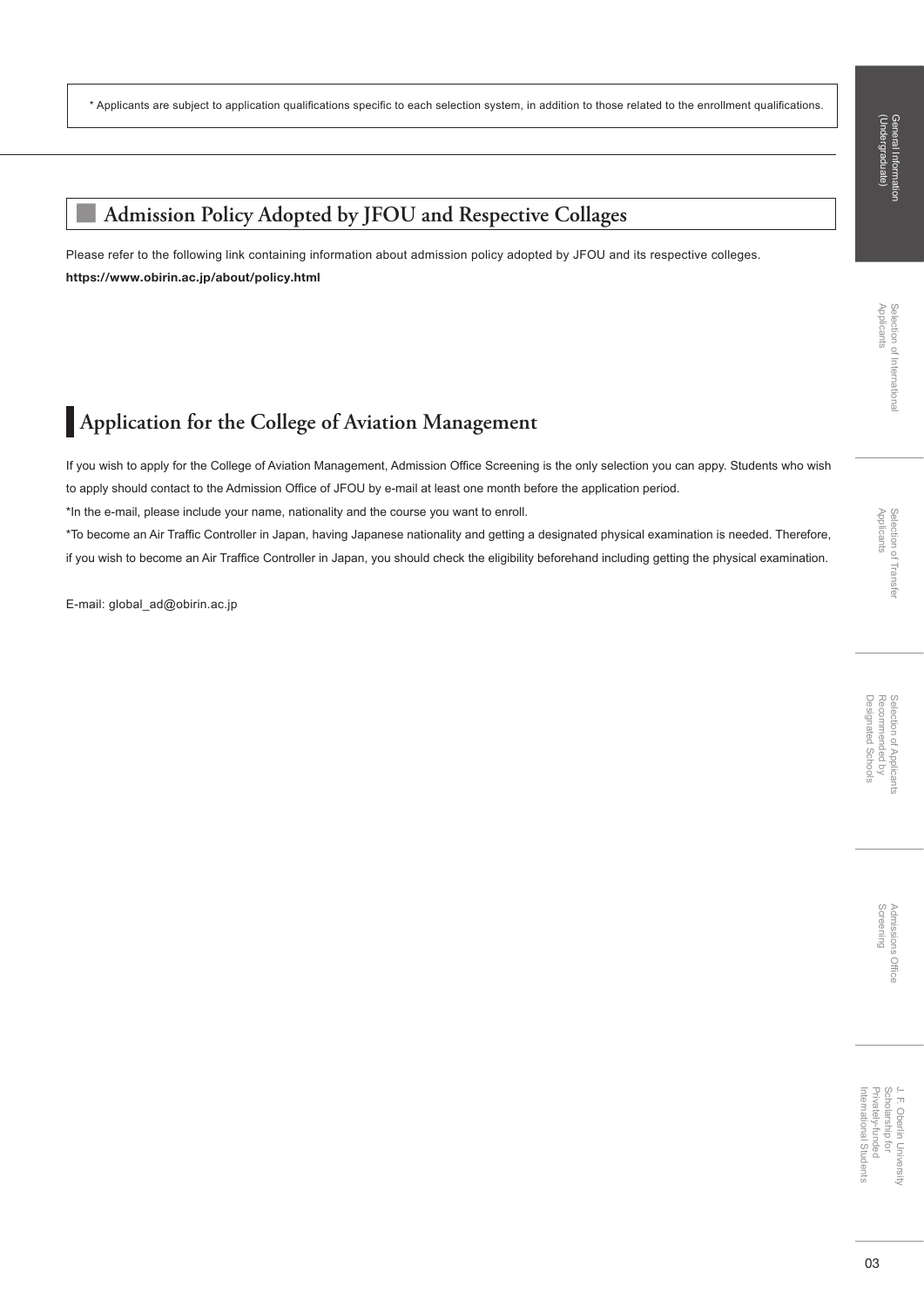* Applicants are subject to application qualifications specific to each selection system, in addition to those related to the enrollment qualifications.

## Admission Policy Adopted by JFOU and Respective Collages

Please refer to the following link containing information about admission policy adopted by JFOU and its respective colleges.

**https://www.obirin.ac.jp/about/policy.html**

# Application for the College of Aviation Management

If you wish to apply for the College of Aviation Management, Admission Office Screening is the only selection you can appy. Students who wish to apply should contact to the Admission Office of JFOU by e-mail at least one month before the application period.

*In the e-mail, please include your name, nationality and the course you want to enroll.

*To become an Air Traffic Controller in Japan, having Japanese nationality and getting a designated physical examination is needed. Therefore, if you wish to become an Air Traffice Controller in Japan, you should check the eligibility beforehand including getting the physical examination.

E-mail: global_ad@obirin.ac.jp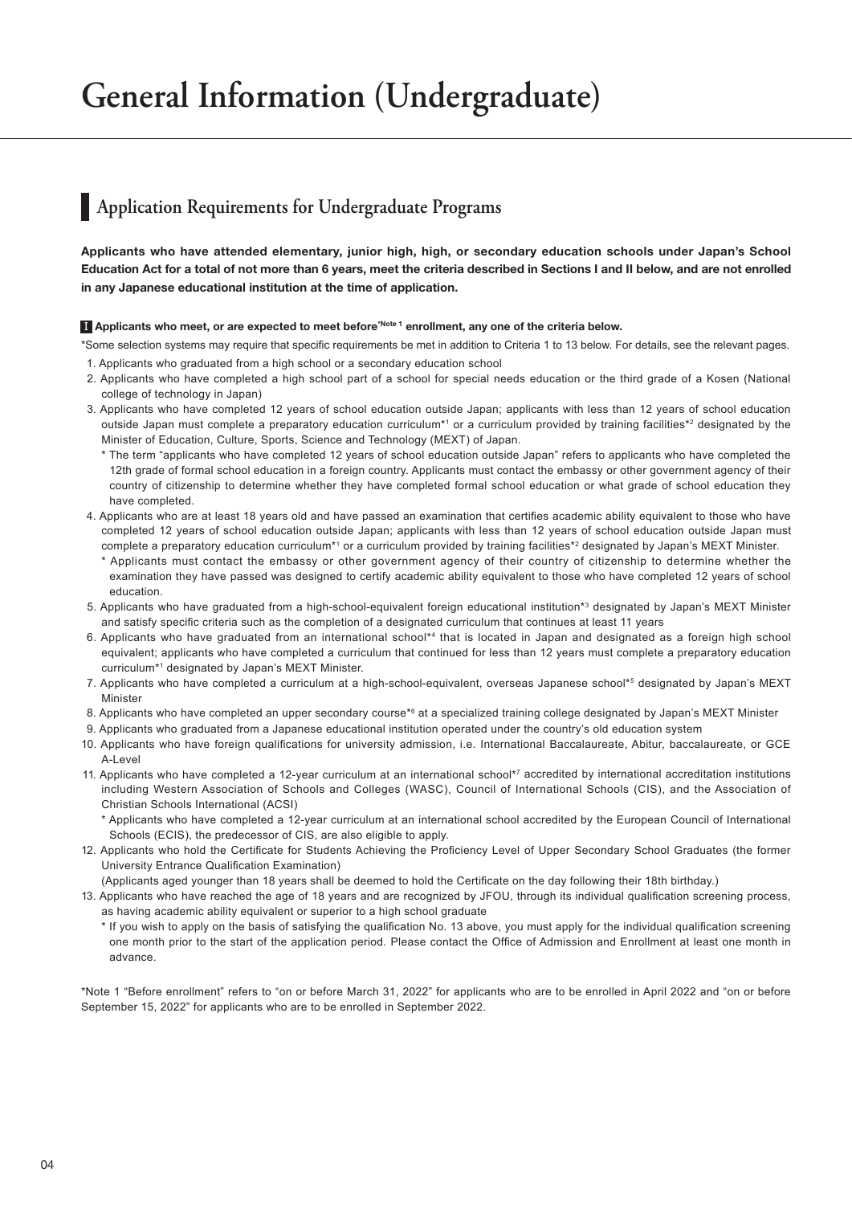# General Information (Undergraduate)

## Application Requirements for Undergraduate Programs

**Applicants who have attended elementary, junior high, high, or secondary education schools under Japan's School Education Act for a total of not more than 6 years, meet the criteria described in Sections I and II below, and are not enrolled in any Japanese educational institution at the time of application.**

**I Applicants who meet, or are expected to meet before[*Note 1] enrollment, any one of the criteria below.**

*Some selection systems may require that specific requirements be met in addition to Criteria 1 to 13 below. For details, see the relevant pages.

1. Applicants who graduated from a high school or a secondary education school
2. Applicants who have completed a high school part of a school for special needs education or the third grade of a Kosen (National college of technology in Japan)
3. Applicants who have completed 12 years of school education outside Japan; applicants with less than 12 years of school education outside Japan must complete a preparatory education curriculum*[1] or a curriculum provided by training facilities*[2] designated by the Minister of Education, Culture, Sports, Science and Technology (MEXT) of Japan.
   * The term "applicants who have completed 12 years of school education outside Japan" refers to applicants who have completed the 12th grade of formal school education in a foreign country. Applicants must contact the embassy or other government agency of their country of citizenship to determine whether they have completed formal school education or what grade of school education they have completed.
4. Applicants who are at least 18 years old and have passed an examination that certifies academic ability equivalent to those who have completed 12 years of school education outside Japan; applicants with less than 12 years of school education outside Japan must complete a preparatory education curriculum*[1] or a curriculum provided by training facilities*[2] designated by Japan's MEXT Minister.
   * Applicants must contact the embassy or other government agency of their country of citizenship to determine whether the examination they have passed was designed to certify academic ability equivalent to those who have completed 12 years of school education.
5. Applicants who have graduated from a high-school-equivalent foreign educational institution*[3] designated by Japan's MEXT Minister and satisfy specific criteria such as the completion of a designated curriculum that continues at least 11 years
6. Applicants who have graduated from an international school*[4] that is located in Japan and designated as a foreign high school equivalent; applicants who have completed a curriculum that continued for less than 12 years must complete a preparatory education curriculum*[1] designated by Japan's MEXT Minister.
7. Applicants who have completed a curriculum at a high-school-equivalent, overseas Japanese school*[5] designated by Japan's MEXT Minister
8. Applicants who have completed an upper secondary course*[6] at a specialized training college designated by Japan's MEXT Minister
9. Applicants who graduated from a Japanese educational institution operated under the country's old education system
10. Applicants who have foreign qualifications for university admission, i.e. International Baccalaureate, Abitur, baccalaureate, or GCE A-Level
11. Applicants who have completed a 12-year curriculum at an international school*[7] accredited by international accreditation institutions including Western Association of Schools and Colleges (WASC), Council of International Schools (CIS), and the Association of Christian Schools International (ACSI)
    * Applicants who have completed a 12-year curriculum at an international school accredited by the European Council of International Schools (ECIS), the predecessor of CIS, are also eligible to apply.
12. Applicants who hold the Certificate for Students Achieving the Proficiency Level of Upper Secondary School Graduates (the former University Entrance Qualification Examination)
    (Applicants aged younger than 18 years shall be deemed to hold the Certificate on the day following their 18th birthday.)
13. Applicants who have reached the age of 18 years and are recognized by JFOU, through its individual qualification screening process, as having academic ability equivalent or superior to a high school graduate
    * If you wish to apply on the basis of satisfying the qualification No. 13 above, you must apply for the individual qualification screening one month prior to the start of the application period. Please contact the Office of Admission and Enrollment at least one month in advance.

*Note 1 "Before enrollment" refers to "on or before March 31, 2022" for applicants who are to be enrolled in April 2022 and "on or before September 15, 2022" for applicants who are to be enrolled in September 2022.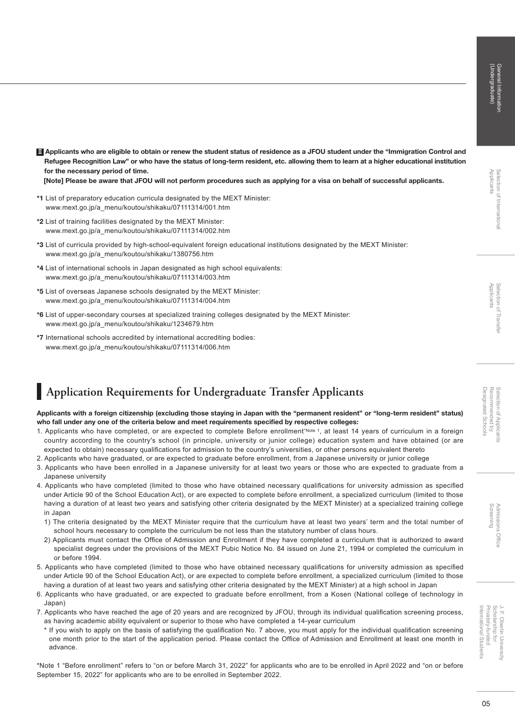Ⅱ **Applicants who are eligible to obtain or renew the student status of residence as a JFOU student under the "Immigration Control and Refugee Recognition Law" or who have the status of long-term resident, etc. allowing them to learn at a higher educational institution for the necessary period of time.**
**[Note] Please be aware that JFOU will not perform procedures such as applying for a visa on behalf of successful applicants.**

**\*1** List of preparatory education curricula designated by the MEXT Minister:
www.mext.go.jp/a_menu/koutou/shikaku/07111314/001.htm

**\*2** List of training facilities designated by the MEXT Minister:
www.mext.go.jp/a_menu/koutou/shikaku/07111314/002.htm

**\*3** List of curricula provided by high-school-equivalent foreign educational institutions designated by the MEXT Minister:
www.mext.go.jp/a_menu/koutou/shikaku/1380756.htm

**\*4** List of international schools in Japan designated as high school equivalents:
www.mext.go.jp/a_menu/koutou/shikaku/07111314/003.htm

**\*5** List of overseas Japanese schools designated by the MEXT Minister:
www.mext.go.jp/a_menu/koutou/shikaku/07111314/004.htm

**\*6** List of upper-secondary courses at specialized training colleges designated by the MEXT Minister:
www.mext.go.jp/a_menu/koutou/shikaku/1234679.htm

**\*7** International schools accredited by international accrediting bodies:
www.mext.go.jp/a_menu/koutou/shikaku/07111314/006.htm

## Application Requirements for Undergraduate Transfer Applicants

**Applicants with a foreign citizenship (excluding those staying in Japan with the "permanent resident" or "long-term resident" status) who fall under any one of the criteria below and meet requirements specified by respective colleges:**

1. Applicants who have completed, or are expected to complete Before enrollment\*Note 1, at least 14 years of curriculum in a foreign country according to the country's school (in principle, university or junior college) education system and have obtained (or are expected to obtain) necessary qualifications for admission to the country's universities, or other persons equivalent thereto
2. Applicants who have graduated, or are expected to graduate before enrollment, from a Japanese university or junior college
3. Applicants who have been enrolled in a Japanese university for at least two years or those who are expected to graduate from a Japanese university
4. Applicants who have completed (limited to those who have obtained necessary qualifications for university admission as specified under Article 90 of the School Education Act), or are expected to complete before enrollment, a specialized curriculum (limited to those having a duration of at least two years and satisfying other criteria designated by the MEXT Minister) at a specialized training college in Japan
   1) The criteria designated by the MEXT Minister require that the curriculum have at least two years' term and the total number of school hours necessary to complete the curriculum be not less than the statutory number of class hours.
   2) Applicants must contact the Office of Admission and Enrollment if they have completed a curriculum that is authorized to award specialist degrees under the provisions of the MEXT Pubic Notice No. 84 issued on June 21, 1994 or completed the curriculum in or before 1994.
5. Applicants who have completed (limited to those who have obtained necessary qualifications for university admission as specified under Article 90 of the School Education Act), or are expected to complete before enrollment, a specialized curriculum (limited to those having a duration of at least two years and satisfying other criteria designated by the MEXT Minister) at a high school in Japan
6. Applicants who have graduated, or are expected to graduate before enrollment, from a Kosen (National college of technology in Japan)
7. Applicants who have reached the age of 20 years and are recognized by JFOU, through its individual qualification screening process, as having academic ability equivalent or superior to those who have completed a 14-year curriculum
   \* If you wish to apply on the basis of satisfying the qualification No. 7 above, you must apply for the individual qualification screening one month prior to the start of the application period. Please contact the Office of Admission and Enrollment at least one month in advance.

\*Note 1 "Before enrollment" refers to "on or before March 31, 2022" for applicants who are to be enrolled in April 2022 and "on or before September 15, 2022" for applicants who are to be enrolled in September 2022.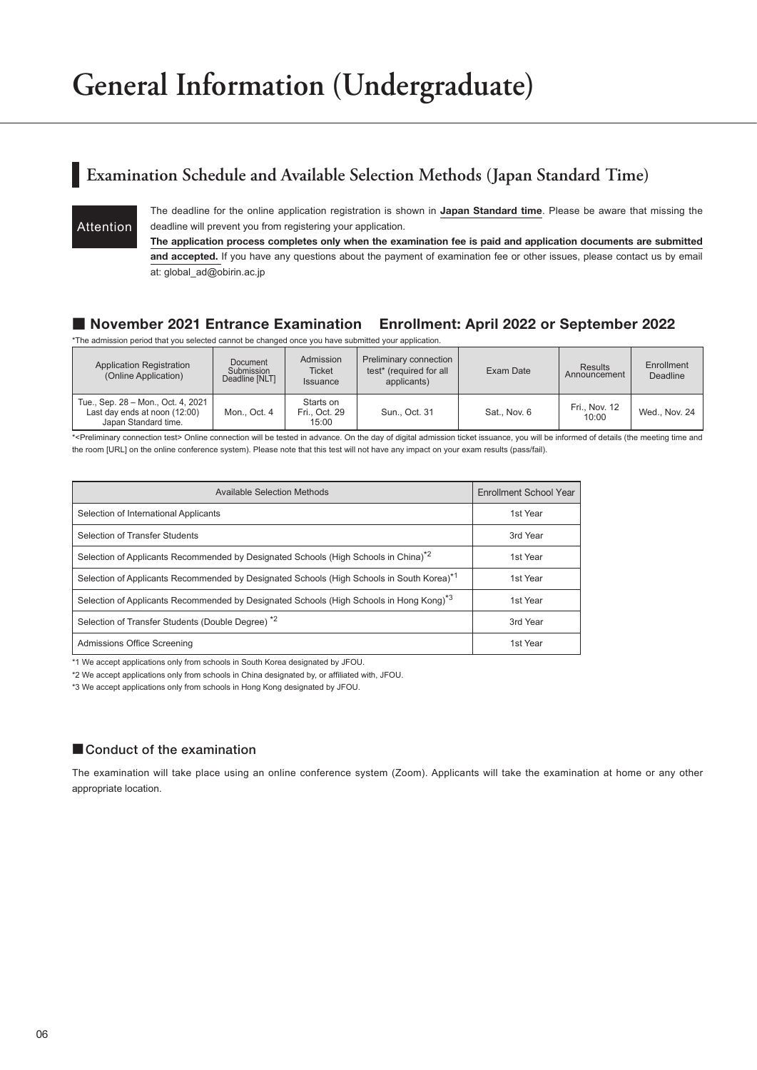# General Information (Undergraduate)

## Examination Schedule and Available Selection Methods (Japan Standard Time)

**Attention**

The deadline for the online application registration is shown in **Japan Standard time**. Please be aware that missing the deadline will prevent you from registering your application.

**The application process completes only when the examination fee is paid and application documents are submitted and accepted.** If you have any questions about the payment of examination fee or other issues, please contact us by email at: global_ad@obirin.ac.jp

### ■ November 2021 Entrance Examination　Enrollment: April 2022 or September 2022

*The admission period that you selected cannot be changed once you have submitted your application.

| Application Registration (Online Application) | Document Submission Deadline [NLT] | Admission Ticket Issuance | Preliminary connection test* (required for all applicants) | Exam Date | Results Announcement | Enrollment Deadline |
|---|---|---|---|---|---|---|
| Tue., Sep. 28 – Mon., Oct. 4, 2021 Last day ends at noon (12:00) Japan Standard time. | Mon., Oct. 4 | Starts on Fri., Oct. 29 15:00 | Sun., Oct. 31 | Sat., Nov. 6 | Fri., Nov. 12 10:00 | Wed., Nov. 24 |

*<Preliminary connection test> Online connection will be tested in advance. On the day of digital admission ticket issuance, you will be informed of details (the meeting time and the room [URL] on the online conference system). Please note that this test will not have any impact on your exam results (pass/fail).

| Available Selection Methods | Enrollment School Year |
|---|---|
| Selection of International Applicants | 1st Year |
| Selection of Transfer Students | 3rd Year |
| Selection of Applicants Recommended by Designated Schools (High Schools in China)*2 | 1st Year |
| Selection of Applicants Recommended by Designated Schools (High Schools in South Korea)*1 | 1st Year |
| Selection of Applicants Recommended by Designated Schools (High Schools in Hong Kong)*3 | 1st Year |
| Selection of Transfer Students (Double Degree) *2 | 3rd Year |
| Admissions Office Screening | 1st Year |

*1 We accept applications only from schools in South Korea designated by JFOU.

*2 We accept applications only from schools in China designated by, or affiliated with, JFOU.

*3 We accept applications only from schools in Hong Kong designated by JFOU.

### ■ Conduct of the examination

The examination will take place using an online conference system (Zoom). Applicants will take the examination at home or any other appropriate location.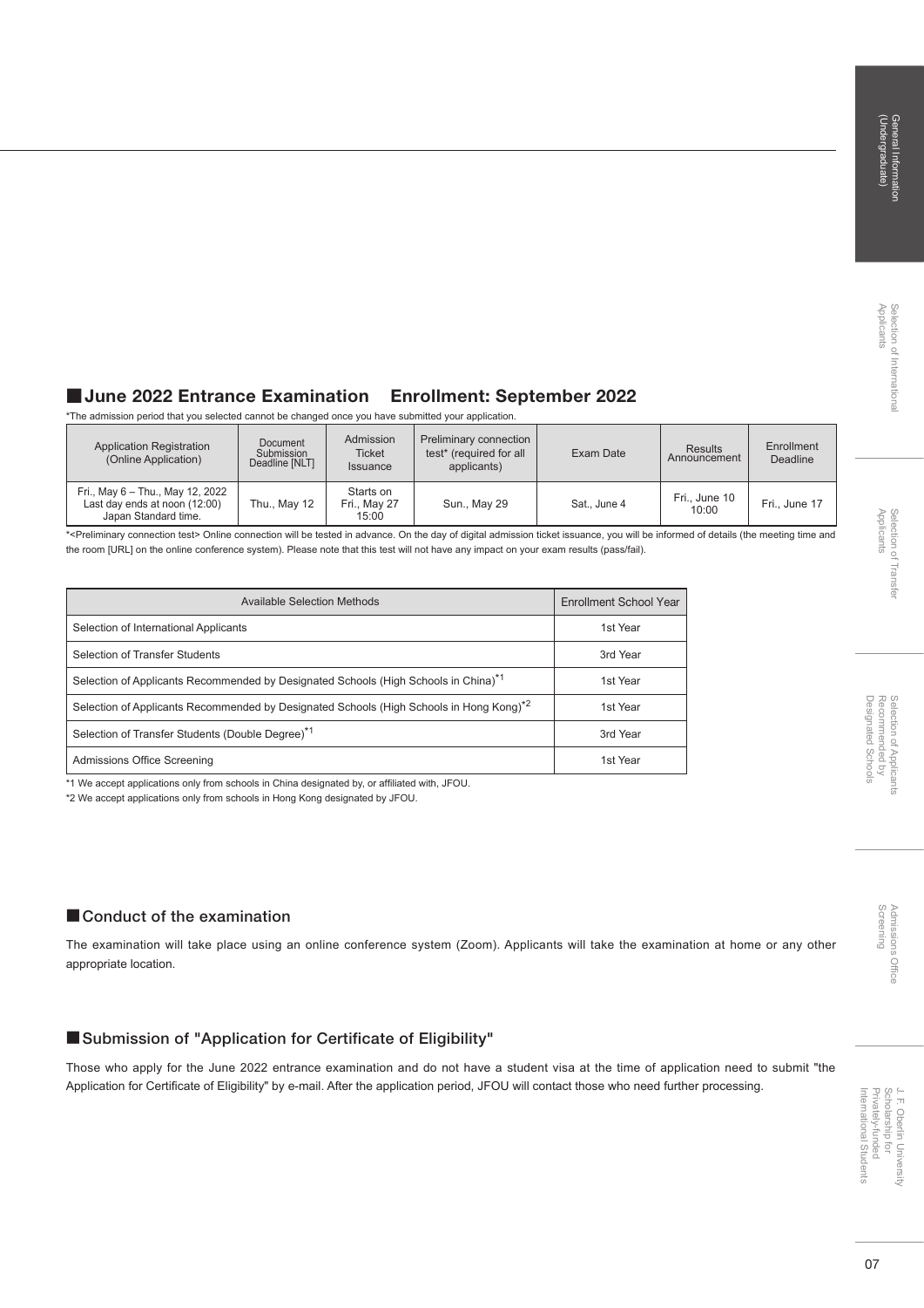## ■June 2022 Entrance Examination　Enrollment: September 2022

*The admission period that you selected cannot be changed once you have submitted your application.

| Application Registration (Online Application) | Document Submission Deadline [NLT] | Admission Ticket Issuance | Preliminary connection test* (required for all applicants) | Exam Date | Results Announcement | Enrollment Deadline |
|---|---|---|---|---|---|---|
| Fri., May 6 – Thu., May 12, 2022 Last day ends at noon (12:00) Japan Standard time. | Thu., May 12 | Starts on Fri., May 27 15:00 | Sun., May 29 | Sat., June 4 | Fri., June 10 10:00 | Fri., June 17 |

*<Preliminary connection test> Online connection will be tested in advance. On the day of digital admission ticket issuance, you will be informed of details (the meeting time and the room [URL] on the online conference system). Please note that this test will not have any impact on your exam results (pass/fail).

| Available Selection Methods | Enrollment School Year |
|---|---|
| Selection of International Applicants | 1st Year |
| Selection of Transfer Students | 3rd Year |
| Selection of Applicants Recommended by Designated Schools (High Schools in China)*1 | 1st Year |
| Selection of Applicants Recommended by Designated Schools (High Schools in Hong Kong)*2 | 1st Year |
| Selection of Transfer Students (Double Degree)*1 | 3rd Year |
| Admissions Office Screening | 1st Year |

*1 We accept applications only from schools in China designated by, or affiliated with, JFOU.

*2 We accept applications only from schools in Hong Kong designated by JFOU.

## ■Conduct of the examination

The examination will take place using an online conference system (Zoom). Applicants will take the examination at home or any other appropriate location.

## ■Submission of "Application for Certificate of Eligibility"

Those who apply for the June 2022 entrance examination and do not have a student visa at the time of application need to submit "the Application for Certificate of Eligibility" by e-mail. After the application period, JFOU will contact those who need further processing.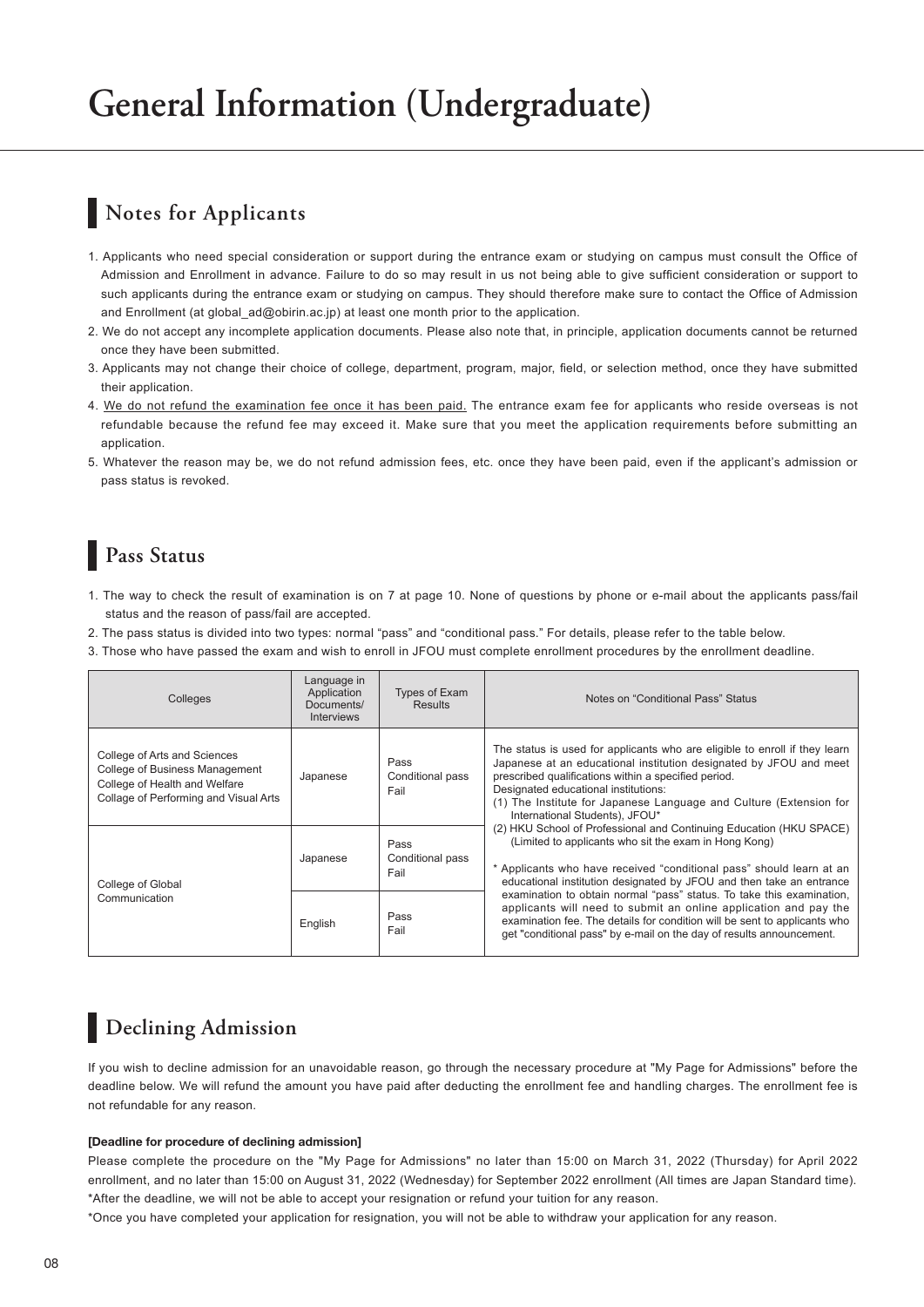# General Information (Undergraduate)

## Notes for Applicants

1. Applicants who need special consideration or support during the entrance exam or studying on campus must consult the Office of Admission and Enrollment in advance. Failure to do so may result in us not being able to give sufficient consideration or support to such applicants during the entrance exam or studying on campus. They should therefore make sure to contact the Office of Admission and Enrollment (at global_ad@obirin.ac.jp) at least one month prior to the application.
2. We do not accept any incomplete application documents. Please also note that, in principle, application documents cannot be returned once they have been submitted.
3. Applicants may not change their choice of college, department, program, major, field, or selection method, once they have submitted their application.
4. We do not refund the examination fee once it has been paid. The entrance exam fee for applicants who reside overseas is not refundable because the refund fee may exceed it. Make sure that you meet the application requirements before submitting an application.
5. Whatever the reason may be, we do not refund admission fees, etc. once they have been paid, even if the applicant's admission or pass status is revoked.

## Pass Status

1. The way to check the result of examination is on 7 at page 10. None of questions by phone or e-mail about the applicants pass/fail status and the reason of pass/fail are accepted.
2. The pass status is divided into two types: normal "pass" and "conditional pass." For details, please refer to the table below.
3. Those who have passed the exam and wish to enroll in JFOU must complete enrollment procedures by the enrollment deadline.

| Colleges | Language in Application Documents/ Interviews | Types of Exam Results | Notes on "Conditional Pass" Status |
|---|---|---|---|
| College of Arts and Sciences<br>College of Business Management<br>College of Health and Welfare<br>College of Performing and Visual Arts | Japanese | Pass<br>Conditional pass<br>Fail | The status is used for applicants who are eligible to enroll if they learn Japanese at an educational institution designated by JFOU and meet prescribed qualifications within a specified period.<br>Designated educational institutions:<br>(1) The Institute for Japanese Language and Culture (Extension for International Students), JFOU*<br>(2) HKU School of Professional and Continuing Education (HKU SPACE) (Limited to applicants who sit the exam in Hong Kong)<br><br>* Applicants who have received "conditional pass" should learn at an educational institution designated by JFOU and then take an entrance examination to obtain normal "pass" status. To take this examination, applicants will need to submit an online application and pay the examination fee. The details for condition will be sent to applicants who get "conditional pass" by e-mail on the day of results announcement. |
| College of Global Communication | Japanese | Pass<br>Conditional pass<br>Fail | |
| | English | Pass<br>Fail | |

## Declining Admission

If you wish to decline admission for an unavoidable reason, go through the necessary procedure at "My Page for Admissions" before the deadline below. We will refund the amount you have paid after deducting the enrollment fee and handling charges. The enrollment fee is not refundable for any reason.

**[Deadline for procedure of declining admission]**

Please complete the procedure on the "My Page for Admissions" no later than 15:00 on March 31, 2022 (Thursday) for April 2022 enrollment, and no later than 15:00 on August 31, 2022 (Wednesday) for September 2022 enrollment (All times are Japan Standard time).

*After the deadline, we will not be able to accept your resignation or refund your tuition for any reason.

*Once you have completed your application for resignation, you will not be able to withdraw your application for any reason.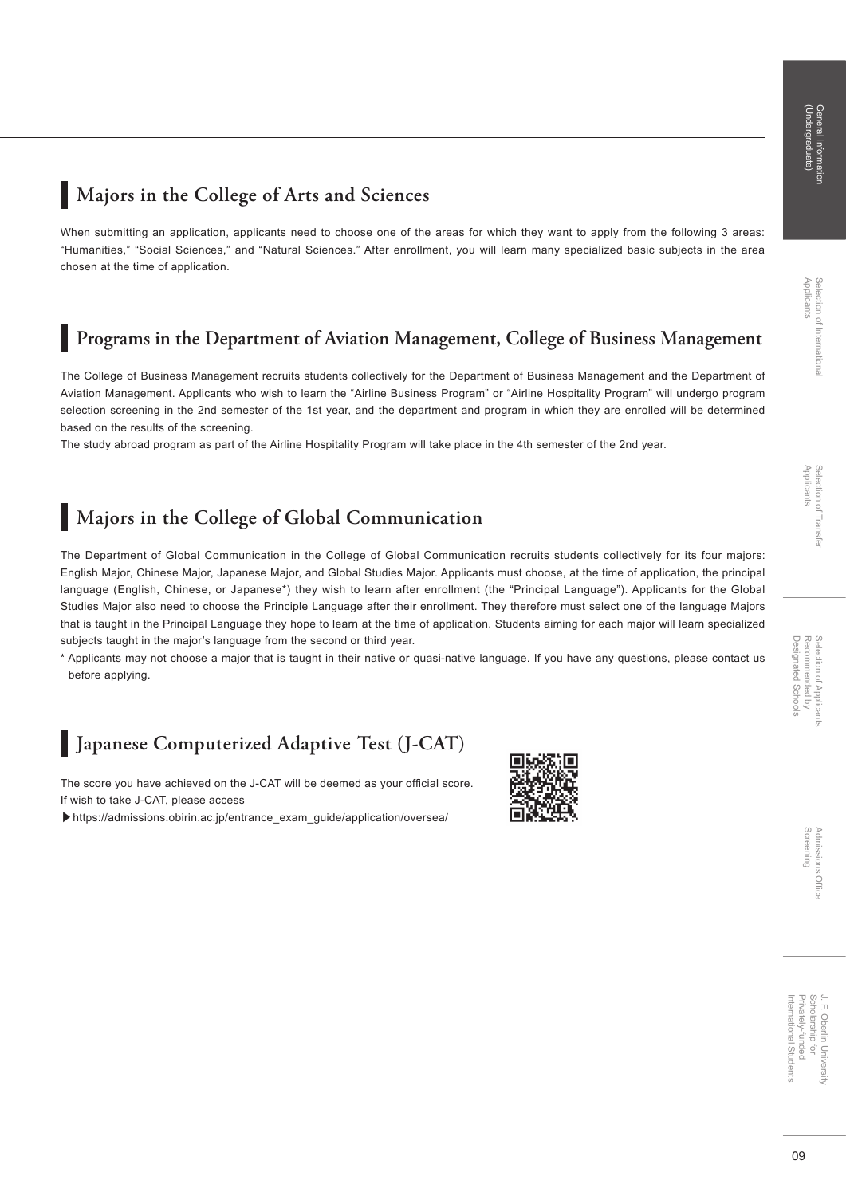## Majors in the College of Arts and Sciences

When submitting an application, applicants need to choose one of the areas for which they want to apply from the following 3 areas: "Humanities," "Social Sciences," and "Natural Sciences." After enrollment, you will learn many specialized basic subjects in the area chosen at the time of application.

## Programs in the Department of Aviation Management, College of Business Management

The College of Business Management recruits students collectively for the Department of Business Management and the Department of Aviation Management. Applicants who wish to learn the "Airline Business Program" or "Airline Hospitality Program" will undergo program selection screening in the 2nd semester of the 1st year, and the department and program in which they are enrolled will be determined based on the results of the screening.

The study abroad program as part of the Airline Hospitality Program will take place in the 4th semester of the 2nd year.

## Majors in the College of Global Communication

The Department of Global Communication in the College of Global Communication recruits students collectively for its four majors: English Major, Chinese Major, Japanese Major, and Global Studies Major. Applicants must choose, at the time of application, the principal language (English, Chinese, or Japanese*) they wish to learn after enrollment (the "Principal Language"). Applicants for the Global Studies Major also need to choose the Principle Language after their enrollment. They therefore must select one of the language Majors that is taught in the Principal Language they hope to learn at the time of application. Students aiming for each major will learn specialized subjects taught in the major's language from the second or third year.

\* Applicants may not choose a major that is taught in their native or quasi-native language. If you have any questions, please contact us before applying.

## Japanese Computerized Adaptive Test (J-CAT)

The score you have achieved on the J-CAT will be deemed as your official score.
If wish to take J-CAT, please access

▶https://admissions.obirin.ac.jp/entrance_exam_guide/application/oversea/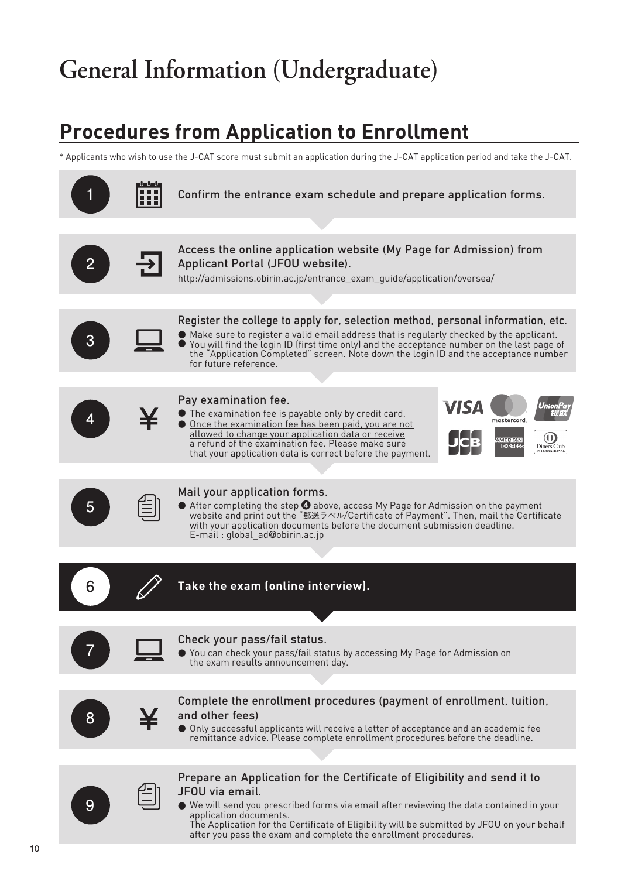# General Information (Undergraduate)

## Procedures from Application to Enrollment

* Applicants who wish to use the J-CAT score must submit an application during the J-CAT application period and take the J-CAT.

**1** Confirm the entrance exam schedule and prepare application forms.

**2** Access the online application website (My Page for Admission) from Applicant Portal (JFOU website).

http://admissions.obirin.ac.jp/entrance_exam_guide/application/oversea/

**3** Register the college to apply for, selection method, personal information, etc.

- Make sure to register a valid email address that is regularly checked by the applicant.
- You will find the login ID (first time only) and the acceptance number on the last page of the "Application Completed" screen. Note down the login ID and the acceptance number for future reference.

**4** Pay examination fee.

- The examination fee is payable only by credit card.
- Once the examination fee has been paid, you are not allowed to change your application data or receive a refund of the examination fee. Please make sure that your application data is correct before the payment.

**5** Mail your application forms.

- After completing the step ❹ above, access My Page for Admission on the payment website and print out the "郵送ラベル/Certificate of Payment". Then, mail the Certificate with your application documents before the document submission deadline.
  E-mail : global_ad@obirin.ac.jp

**6** **Take the exam (online interview).**

**7** Check your pass/fail status.

- You can check your pass/fail status by accessing My Page for Admission on the exam results announcement day.

**8** Complete the enrollment procedures (payment of enrollment, tuition, and other fees)

- Only successful applicants will receive a letter of acceptance and an academic fee remittance advice. Please complete enrollment procedures before the deadline.

**9** Prepare an Application for the Certificate of Eligibility and send it to JFOU via email.

- We will send you prescribed forms via email after reviewing the data contained in your application documents.
  The Application for the Certificate of Eligibility will be submitted by JFOU on your behalf after you pass the exam and complete the enrollment procedures.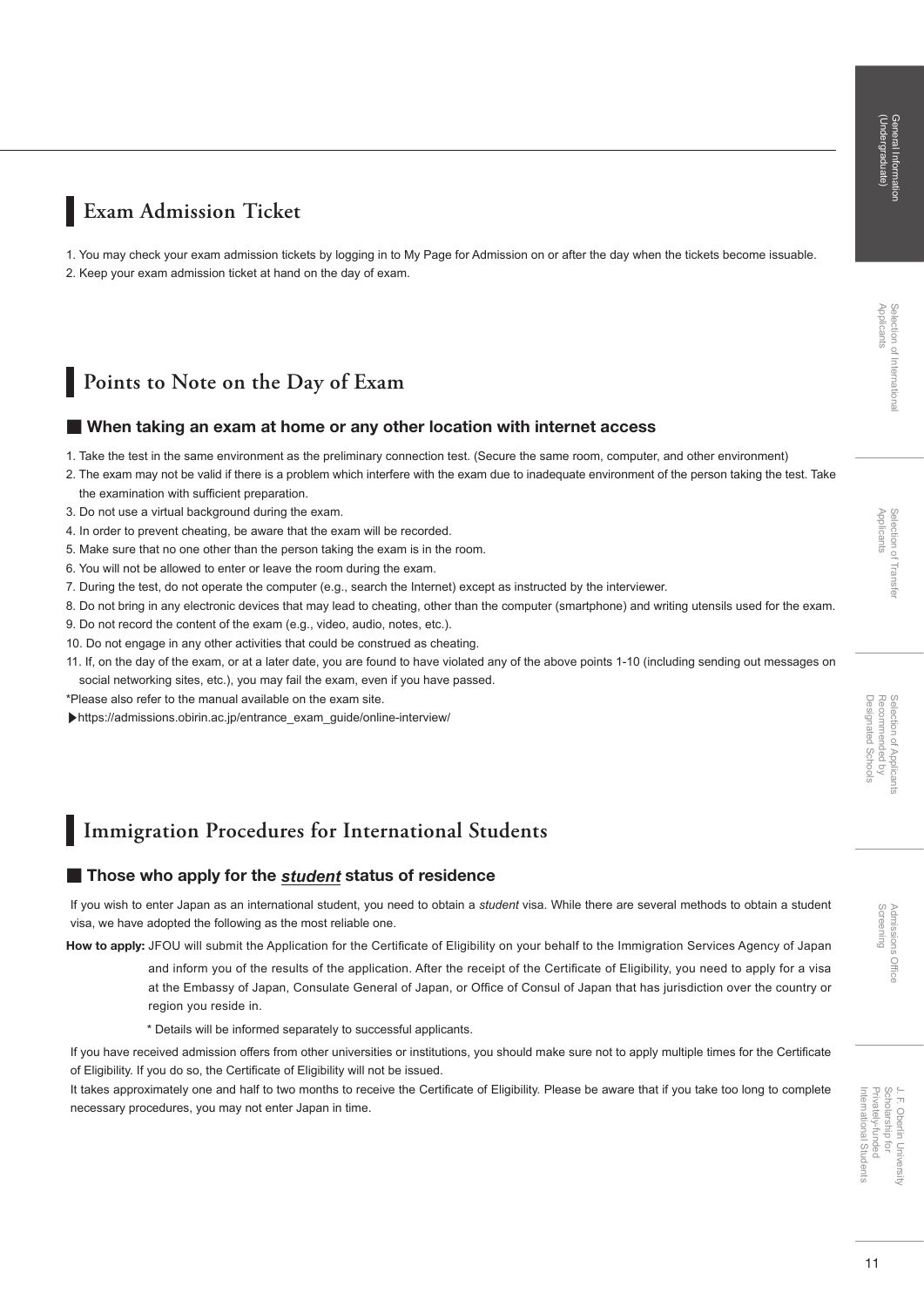## Exam Admission Ticket

1. You may check your exam admission tickets by logging in to My Page for Admission on or after the day when the tickets become issuable.
2. Keep your exam admission ticket at hand on the day of exam.

## Points to Note on the Day of Exam

### ■ When taking an exam at home or any other location with internet access

1. Take the test in the same environment as the preliminary connection test. (Secure the same room, computer, and other environment)
2. The exam may not be valid if there is a problem which interfere with the exam due to inadequate environment of the person taking the test. Take the examination with sufficient preparation.
3. Do not use a virtual background during the exam.
4. In order to prevent cheating, be aware that the exam will be recorded.
5. Make sure that no one other than the person taking the exam is in the room.
6. You will not be allowed to enter or leave the room during the exam.
7. During the test, do not operate the computer (e.g., search the Internet) except as instructed by the interviewer.
8. Do not bring in any electronic devices that may lead to cheating, other than the computer (smartphone) and writing utensils used for the exam.
9. Do not record the content of the exam (e.g., video, audio, notes, etc.).
10. Do not engage in any other activities that could be construed as cheating.
11. If, on the day of the exam, or at a later date, you are found to have violated any of the above points 1-10 (including sending out messages on social networking sites, etc.), you may fail the exam, even if you have passed.

*Please also refer to the manual available on the exam site.

▶https://admissions.obirin.ac.jp/entrance_exam_guide/online-interview/

## Immigration Procedures for International Students

### ■ Those who apply for the ***student*** status of residence

If you wish to enter Japan as an international student, you need to obtain a *student* visa. While there are several methods to obtain a student visa, we have adopted the following as the most reliable one.

**How to apply:** JFOU will submit the Application for the Certificate of Eligibility on your behalf to the Immigration Services Agency of Japan and inform you of the results of the application. After the receipt of the Certificate of Eligibility, you need to apply for a visa at the Embassy of Japan, Consulate General of Japan, or Office of Consul of Japan that has jurisdiction over the country or region you reside in.

\* Details will be informed separately to successful applicants.

If you have received admission offers from other universities or institutions, you should make sure not to apply multiple times for the Certificate of Eligibility. If you do so, the Certificate of Eligibility will not be issued.

It takes approximately one and half to two months to receive the Certificate of Eligibility. Please be aware that if you take too long to complete necessary procedures, you may not enter Japan in time.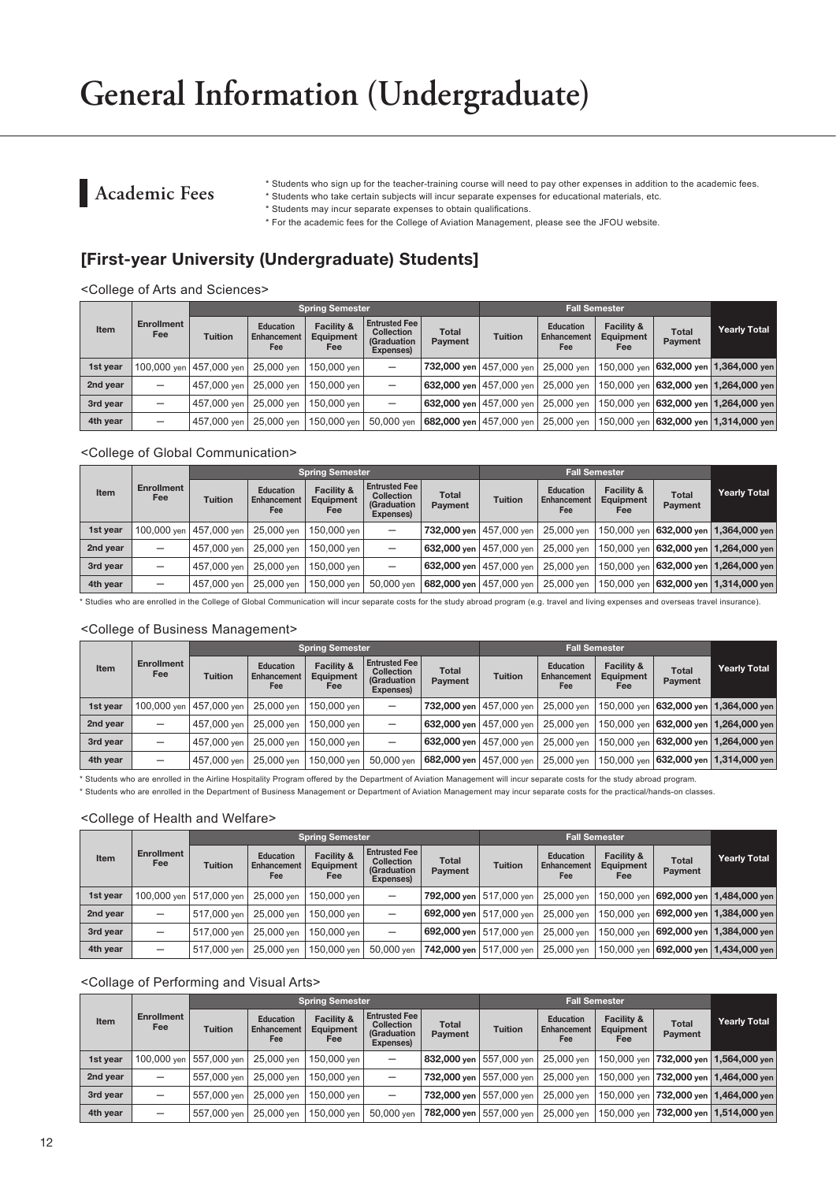# General Information (Undergraduate)

## Academic Fees

* Students who sign up for the teacher-training course will need to pay other expenses in addition to the academic fees.
* Students who take certain subjects will incur separate expenses for educational materials, etc.
* Students may incur separate expenses to obtain qualifications.
* For the academic fees for the College of Aviation Management, please see the JFOU website.

## [First-year University (Undergraduate) Students]

<College of Arts and Sciences>

| Item | Enrollment Fee | Spring Semester | | | | | Fall Semester | | | | Yearly Total |
|---|---|---|---|---|---|---|---|---|---|---|---|
| | | Tuition | Education Enhancement Fee | Facility & Equipment Fee | Entrusted Fee Collection (Graduation Expenses) | Total Payment | Tuition | Education Enhancement Fee | Facility & Equipment Fee | Total Payment | |
| 1st year | 100,000 yen | 457,000 yen | 25,000 yen | 150,000 yen | — | **732,000 yen** | 457,000 yen | 25,000 yen | 150,000 yen | **632,000 yen** | **1,364,000 yen** |
| 2nd year | — | 457,000 yen | 25,000 yen | 150,000 yen | — | **632,000 yen** | 457,000 yen | 25,000 yen | 150,000 yen | **632,000 yen** | **1,264,000 yen** |
| 3rd year | — | 457,000 yen | 25,000 yen | 150,000 yen | — | **632,000 yen** | 457,000 yen | 25,000 yen | 150,000 yen | **632,000 yen** | **1,264,000 yen** |
| 4th year | — | 457,000 yen | 25,000 yen | 150,000 yen | 50,000 yen | **682,000 yen** | 457,000 yen | 25,000 yen | 150,000 yen | **632,000 yen** | **1,314,000 yen** |

<College of Global Communication>

| Item | Enrollment Fee | Spring Semester | | | | | Fall Semester | | | | Yearly Total |
|---|---|---|---|---|---|---|---|---|---|---|---|
| | | Tuition | Education Enhancement Fee | Facility & Equipment Fee | Entrusted Fee Collection (Graduation Expenses) | Total Payment | Tuition | Education Enhancement Fee | Facility & Equipment Fee | Total Payment | |
| 1st year | 100,000 yen | 457,000 yen | 25,000 yen | 150,000 yen | — | **732,000 yen** | 457,000 yen | 25,000 yen | 150,000 yen | **632,000 yen** | **1,364,000 yen** |
| 2nd year | — | 457,000 yen | 25,000 yen | 150,000 yen | — | **632,000 yen** | 457,000 yen | 25,000 yen | 150,000 yen | **632,000 yen** | **1,264,000 yen** |
| 3rd year | — | 457,000 yen | 25,000 yen | 150,000 yen | — | **632,000 yen** | 457,000 yen | 25,000 yen | 150,000 yen | **632,000 yen** | **1,264,000 yen** |
| 4th year | — | 457,000 yen | 25,000 yen | 150,000 yen | 50,000 yen | **682,000 yen** | 457,000 yen | 25,000 yen | 150,000 yen | **632,000 yen** | **1,314,000 yen** |

* Studies who are enrolled in the College of Global Communication will incur separate costs for the study abroad program (e.g. travel and living expenses and overseas travel insurance).

<College of Business Management>

| Item | Enrollment Fee | Spring Semester | | | | | Fall Semester | | | | Yearly Total |
|---|---|---|---|---|---|---|---|---|---|---|---|
| | | Tuition | Education Enhancement Fee | Facility & Equipment Fee | Entrusted Fee Collection (Graduation Expenses) | Total Payment | Tuition | Education Enhancement Fee | Facility & Equipment Fee | Total Payment | |
| 1st year | 100,000 yen | 457,000 yen | 25,000 yen | 150,000 yen | — | **732,000 yen** | 457,000 yen | 25,000 yen | 150,000 yen | **632,000 yen** | **1,364,000 yen** |
| 2nd year | — | 457,000 yen | 25,000 yen | 150,000 yen | — | **632,000 yen** | 457,000 yen | 25,000 yen | 150,000 yen | **632,000 yen** | **1,264,000 yen** |
| 3rd year | — | 457,000 yen | 25,000 yen | 150,000 yen | — | **632,000 yen** | 457,000 yen | 25,000 yen | 150,000 yen | **632,000 yen** | **1,264,000 yen** |
| 4th year | — | 457,000 yen | 25,000 yen | 150,000 yen | 50,000 yen | **682,000 yen** | 457,000 yen | 25,000 yen | 150,000 yen | **632,000 yen** | **1,314,000 yen** |

* Students who are enrolled in the Airline Hospitality Program offered by the Department of Aviation Management will incur separate costs for the study abroad program.
* Students who are enrolled in the Department of Business Management or Department of Aviation Management may incur separate costs for the practical/hands-on classes.

<College of Health and Welfare>

| Item | Enrollment Fee | Spring Semester | | | | | Fall Semester | | | | Yearly Total |
|---|---|---|---|---|---|---|---|---|---|---|---|
| | | Tuition | Education Enhancement Fee | Facility & Equipment Fee | Entrusted Fee Collection (Graduation Expenses) | Total Payment | Tuition | Education Enhancement Fee | Facility & Equipment Fee | Total Payment | |
| 1st year | 100,000 yen | 517,000 yen | 25,000 yen | 150,000 yen | — | **792,000 yen** | 517,000 yen | 25,000 yen | 150,000 yen | **692,000 yen** | **1,484,000 yen** |
| 2nd year | — | 517,000 yen | 25,000 yen | 150,000 yen | — | **692,000 yen** | 517,000 yen | 25,000 yen | 150,000 yen | **692,000 yen** | **1,384,000 yen** |
| 3rd year | — | 517,000 yen | 25,000 yen | 150,000 yen | — | **692,000 yen** | 517,000 yen | 25,000 yen | 150,000 yen | **692,000 yen** | **1,384,000 yen** |
| 4th year | — | 517,000 yen | 25,000 yen | 150,000 yen | 50,000 yen | **742,000 yen** | 517,000 yen | 25,000 yen | 150,000 yen | **692,000 yen** | **1,434,000 yen** |

<Collage of Performing and Visual Arts>

| Item | Enrollment Fee | Spring Semester | | | | | Fall Semester | | | | Yearly Total |
|---|---|---|---|---|---|---|---|---|---|---|---|
| | | Tuition | Education Enhancement Fee | Facility & Equipment Fee | Entrusted Fee Collection (Graduation Expenses) | Total Payment | Tuition | Education Enhancement Fee | Facility & Equipment Fee | Total Payment | |
| 1st year | 100,000 yen | 557,000 yen | 25,000 yen | 150,000 yen | — | **832,000 yen** | 557,000 yen | 25,000 yen | 150,000 yen | **732,000 yen** | **1,564,000 yen** |
| 2nd year | — | 557,000 yen | 25,000 yen | 150,000 yen | — | **732,000 yen** | 557,000 yen | 25,000 yen | 150,000 yen | **732,000 yen** | **1,464,000 yen** |
| 3rd year | — | 557,000 yen | 25,000 yen | 150,000 yen | — | **732,000 yen** | 557,000 yen | 25,000 yen | 150,000 yen | **732,000 yen** | **1,464,000 yen** |
| 4th year | — | 557,000 yen | 25,000 yen | 150,000 yen | 50,000 yen | **782,000 yen** | 557,000 yen | 25,000 yen | 150,000 yen | **732,000 yen** | **1,514,000 yen** |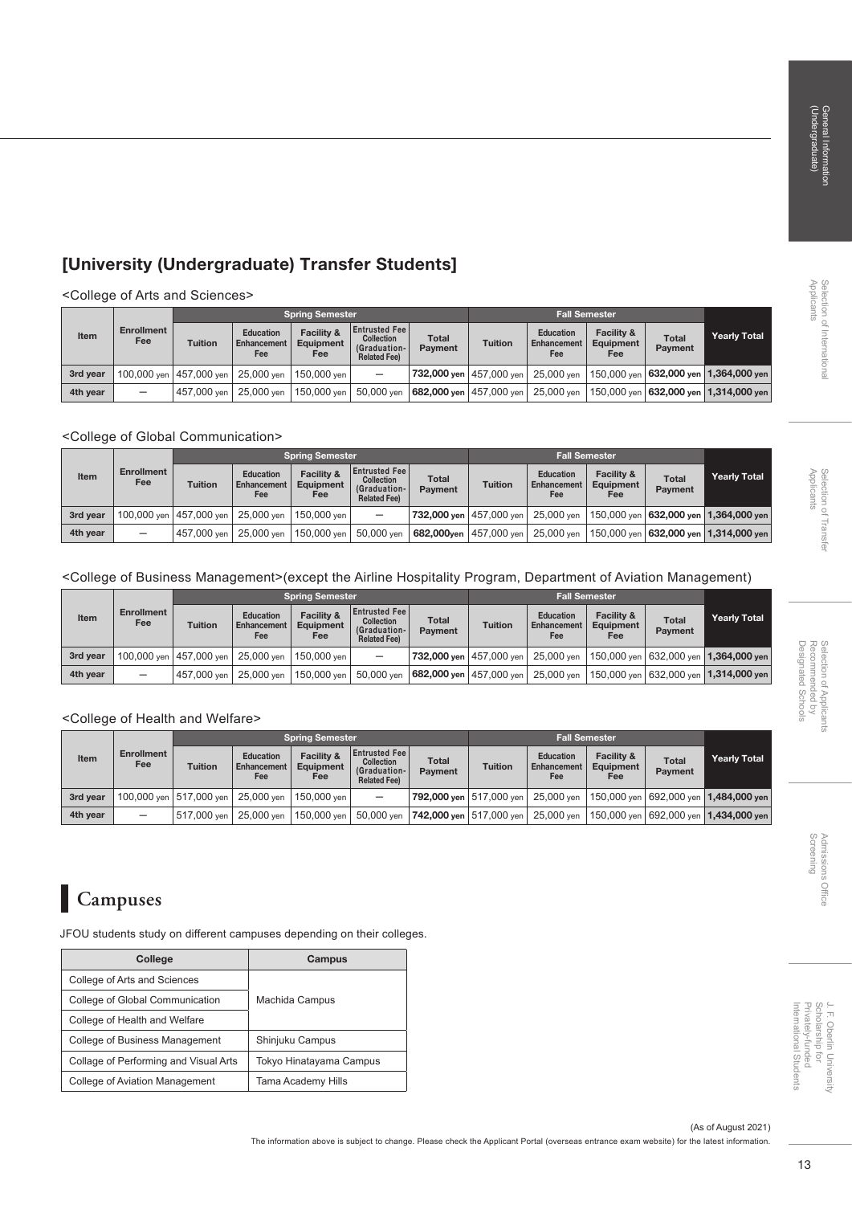## [University (Undergraduate) Transfer Students]

<College of Arts and Sciences>

| Item | Enrollment Fee | Spring Semester | | | | | Fall Semester | | | | Yearly Total |
|---|---|---|---|---|---|---|---|---|---|---|---|
| | | Tuition | Education Enhancement Fee | Facility & Equipment Fee | Entrusted Fee Collection (Graduation-Related Fee) | Total Payment | Tuition | Education Enhancement Fee | Facility & Equipment Fee | Total Payment | |
| 3rd year | 100,000 yen | 457,000 yen | 25,000 yen | 150,000 yen | — | **732,000 yen** | 457,000 yen | 25,000 yen | 150,000 yen | **632,000 yen** | **1,364,000 yen** |
| 4th year | — | 457,000 yen | 25,000 yen | 150,000 yen | 50,000 yen | **682,000 yen** | 457,000 yen | 25,000 yen | 150,000 yen | **632,000 yen** | **1,314,000 yen** |

<College of Global Communication>

| Item | Enrollment Fee | Spring Semester | | | | | Fall Semester | | | | Yearly Total |
|---|---|---|---|---|---|---|---|---|---|---|---|
| | | Tuition | Education Enhancement Fee | Facility & Equipment Fee | Entrusted Fee Collection (Graduation-Related Fee) | Total Payment | Tuition | Education Enhancement Fee | Facility & Equipment Fee | Total Payment | |
| 3rd year | 100,000 yen | 457,000 yen | 25,000 yen | 150,000 yen | — | **732,000 yen** | 457,000 yen | 25,000 yen | 150,000 yen | **632,000 yen** | **1,364,000 yen** |
| 4th year | — | 457,000 yen | 25,000 yen | 150,000 yen | 50,000 yen | **682,000yen** | 457,000 yen | 25,000 yen | 150,000 yen | **632,000 yen** | **1,314,000 yen** |

<College of Business Management>(except the Airline Hospitality Program, Department of Aviation Management)

| Item | Enrollment Fee | Spring Semester | | | | | Fall Semester | | | | Yearly Total |
|---|---|---|---|---|---|---|---|---|---|---|---|
| | | Tuition | Education Enhancement Fee | Facility & Equipment Fee | Entrusted Fee Collection (Graduation-Related Fee) | Total Payment | Tuition | Education Enhancement Fee | Facility & Equipment Fee | Total Payment | |
| 3rd year | 100,000 yen | 457,000 yen | 25,000 yen | 150,000 yen | — | **732,000 yen** | 457,000 yen | 25,000 yen | 150,000 yen | 632,000 yen | **1,364,000 yen** |
| 4th year | — | 457,000 yen | 25,000 yen | 150,000 yen | 50,000 yen | **682,000 yen** | 457,000 yen | 25,000 yen | 150,000 yen | 632,000 yen | **1,314,000 yen** |

<College of Health and Welfare>

| Item | Enrollment Fee | Spring Semester | | | | | Fall Semester | | | | Yearly Total |
|---|---|---|---|---|---|---|---|---|---|---|---|
| | | Tuition | Education Enhancement Fee | Facility & Equipment Fee | Entrusted Fee Collection (Graduation-Related Fee) | Total Payment | Tuition | Education Enhancement Fee | Facility & Equipment Fee | Total Payment | |
| 3rd year | 100,000 yen | 517,000 yen | 25,000 yen | 150,000 yen | — | **792,000 yen** | 517,000 yen | 25,000 yen | 150,000 yen | 692,000 yen | **1,484,000 yen** |
| 4th year | — | 517,000 yen | 25,000 yen | 150,000 yen | 50,000 yen | **742,000 yen** | 517,000 yen | 25,000 yen | 150,000 yen | 692,000 yen | **1,434,000 yen** |

# Campuses

JFOU students study on different campuses depending on their colleges.

| College | Campus |
|---|---|
| College of Arts and Sciences | Machida Campus |
| College of Global Communication | Machida Campus |
| College of Health and Welfare | Machida Campus |
| College of Business Management | Shinjuku Campus |
| Collage of Performing and Visual Arts | Tokyo Hinatayama Campus |
| College of Aviation Management | Tama Academy Hills |

(As of August 2021)

The information above is subject to change. Please check the Applicant Portal (overseas entrance exam website) for the latest information.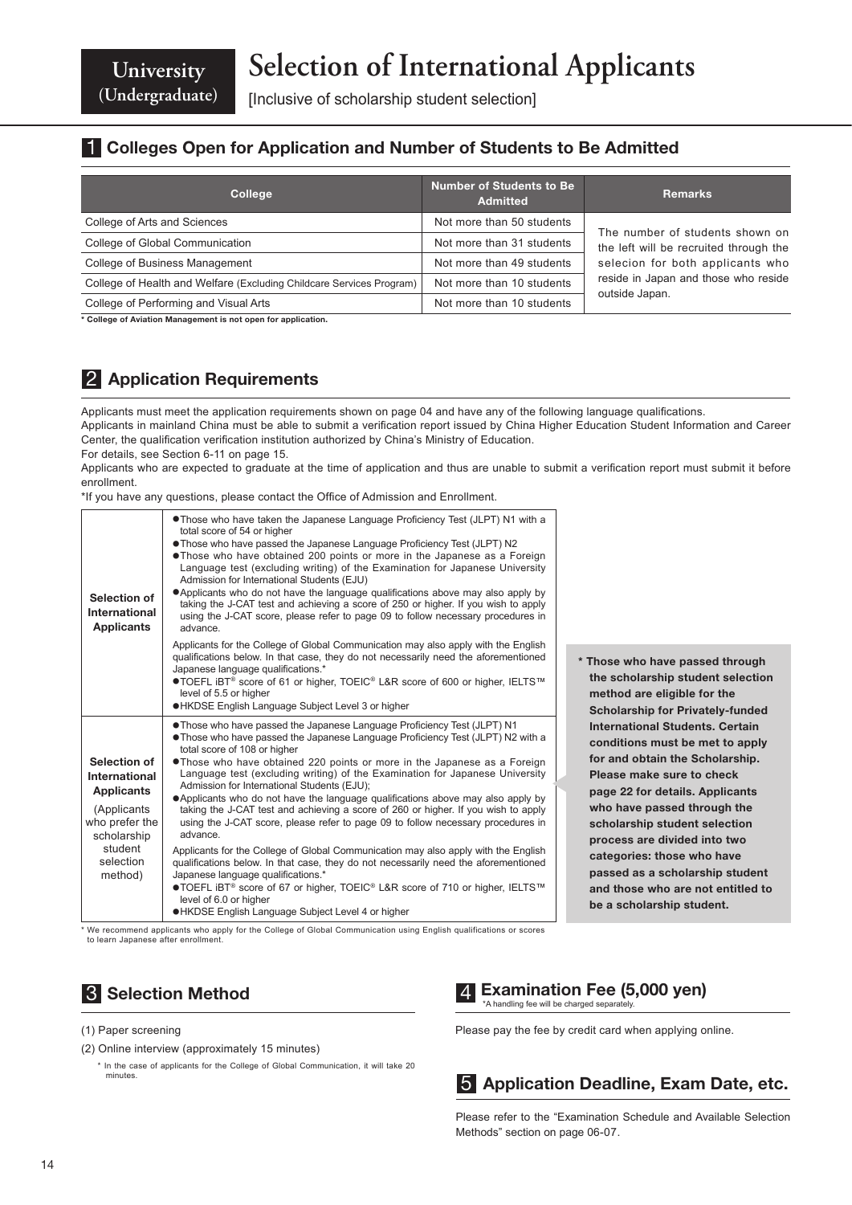University (Undergraduate)

# Selection of International Applicants

[Inclusive of scholarship student selection]

## 1 Colleges Open for Application and Number of Students to Be Admitted

| College | Number of Students to Be Admitted | Remarks |
|---|---|---|
| College of Arts and Sciences | Not more than 50 students | The number of students shown on the left will be recruited through the selecion for both applicants who reside in Japan and those who reside outside Japan. |
| College of Global Communication | Not more than 31 students | |
| College of Business Management | Not more than 49 students | |
| College of Health and Welfare (Excluding Childcare Services Program) | Not more than 10 students | |
| College of Performing and Visual Arts | Not more than 10 students | |

**\* College of Aviation Management is not open for application.**

## 2 Application Requirements

Applicants must meet the application requirements shown on page 04 and have any of the following language qualifications.

Applicants in mainland China must be able to submit a verification report issued by China Higher Education Student Information and Career Center, the qualification verification institution authorized by China's Ministry of Education.

For details, see Section 6-11 on page 15.

Applicants who are expected to graduate at the time of application and thus are unable to submit a verification report must submit it before enrollment.

*If you have any questions, please contact the Office of Admission and Enrollment.

| | |
|---|---|
| **Selection of International Applicants** | ● Those who have taken the Japanese Language Proficiency Test (JLPT) N1 with a total score of 54 or higher<br>● Those who have passed the Japanese Language Proficiency Test (JLPT) N2<br>● Those who have obtained 200 points or more in the Japanese as a Foreign Language test (excluding writing) of the Examination for Japanese University Admission for International Students (EJU)<br>● Applicants who do not have the language qualifications above may also apply by taking the J-CAT test and achieving a score of 250 or higher. If you wish to apply using the J-CAT score, please refer to page 09 to follow necessary procedures in advance.<br><br>Applicants for the College of Global Communication may also apply with the English qualifications below. In that case, they do not necessarily need the aforementioned Japanese language qualifications.*<br>● TOEFL iBT® score of 61 or higher, TOEIC® L&R score of 600 or higher, IELTS™ level of 5.5 or higher<br>● HKDSE English Language Subject Level 3 or higher |
| **Selection of International Applicants**<br>(Applicants who prefer the scholarship student selection method) | ● Those who have passed the Japanese Language Proficiency Test (JLPT) N1<br>● Those who have passed the Japanese Language Proficiency Test (JLPT) N2 with a total score of 108 or higher<br>● Those who have obtained 220 points or more in the Japanese as a Foreign Language test (excluding writing) of the Examination for Japanese University Admission for International Students (EJU);<br>● Applicants who do not have the language qualifications above may also apply by taking the J-CAT test and achieving a score of 260 or higher. If you wish to apply using the J-CAT score, please refer to page 09 to follow necessary procedures in advance.<br><br>Applicants for the College of Global Communication may also apply with the English qualifications below. In that case, they do not necessarily need the aforementioned Japanese language qualifications.*<br>● TOEFL iBT® score of 67 or higher, TOEIC® L&R score of 710 or higher, IELTS™ level of 6.0 or higher<br>● HKDSE English Language Subject Level 4 or higher |

\* We recommend applicants who apply for the College of Global Communication using English qualifications or scores to learn Japanese after enrollment.

**\* Those who have passed through the scholarship student selection method are eligible for the Scholarship for Privately-funded International Students. Certain conditions must be met to apply for and obtain the Scholarship. Please make sure to check page 22 for details. Applicants who have passed through the scholarship student selection process are divided into two categories: those who have passed as a scholarship student and those who are not entitled to be a scholarship student.**

## 3 Selection Method

(1) Paper screening

(2) Online interview (approximately 15 minutes)

\* In the case of applicants for the College of Global Communication, it will take 20 minutes.

## 4 Examination Fee (5,000 yen)

*A handling fee will be charged separately.

Please pay the fee by credit card when applying online.

## 5 Application Deadline, Exam Date, etc.

Please refer to the "Examination Schedule and Available Selection Methods" section on page 06-07.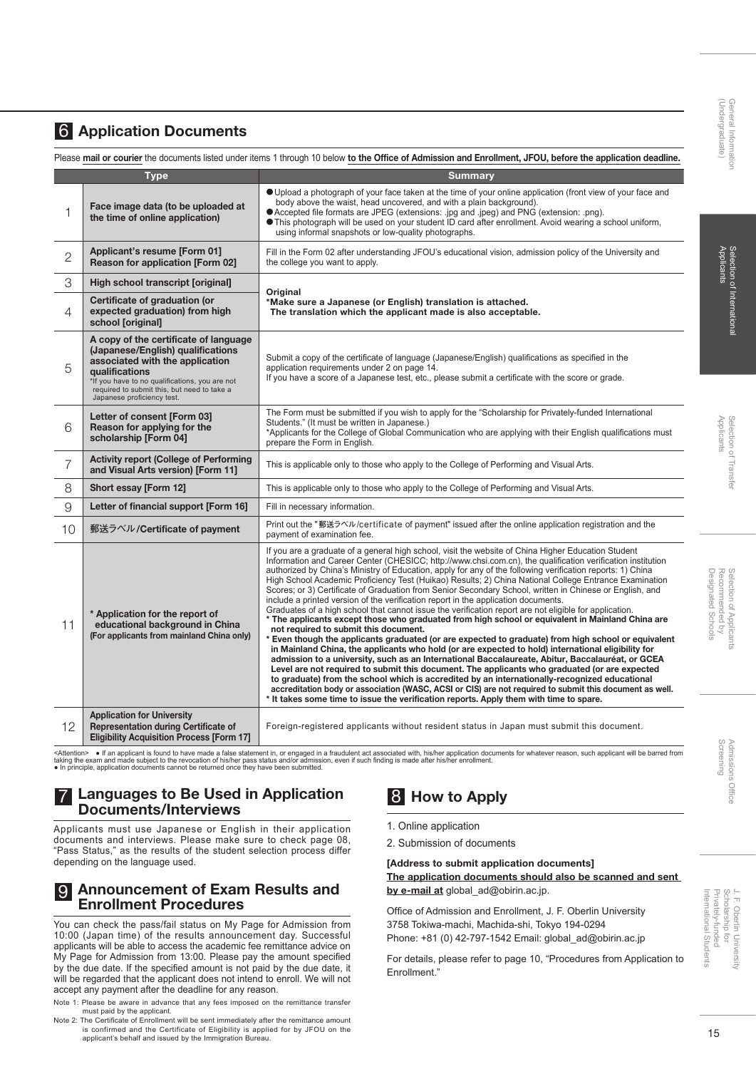## 6 Application Documents

Please **mail or courier** the documents listed under items 1 through 10 below **to the Office of Admission and Enrollment, JFOU, before the application deadline.**

| | Type | Summary |
|---|---|---|
| 1 | **Face image data (to be uploaded at the time of online application)** | ● Upload a photograph of your face taken at the time of your online application (front view of your face and body above the waist, head uncovered, and with a plain background).<br>● Accepted file formats are JPEG (extensions: .jpg and .jpeg) and PNG (extension: .png).<br>● This photograph will be used on your student ID card after enrollment. Avoid wearing a school uniform, using informal snapshots or low-quality photographs. |
| 2 | **Applicant's resume [Form 01]<br>Reason for application [Form 02]** | Fill in the Form 02 after understanding JFOU's educational vision, admission policy of the University and the college you want to apply. |
| 3 | **High school transcript [original]** | **Original**<br>**\*Make sure a Japanese (or English) translation is attached.**<br>**The translation which the applicant made is also acceptable.** |
| 4 | **Certificate of graduation (or expected graduation) from high school [original]** | |
| 5 | **A copy of the certificate of language (Japanese/English) qualifications associated with the application qualifications**<br>\*If you have to no qualifications, you are not required to submit this, but need to take a Japanese proficiency test. | Submit a copy of the certificate of language (Japanese/English) qualifications as specified in the application requirements under 2 on page 14.<br>If you have a score of a Japanese test, etc., please submit a certificate with the score or grade. |
| 6 | **Letter of consent [Form 03]<br>Reason for applying for the scholarship [Form 04]** | The Form must be submitted if you wish to apply for the "Scholarship for Privately-funded International Students." (It must be written in Japanese.)<br>\*Applicants for the College of Global Communication who are applying with their English qualifications must prepare the Form in English. |
| 7 | **Activity report (College of Performing and Visual Arts version) [Form 11]** | This is applicable only to those who apply to the College of Performing and Visual Arts. |
| 8 | **Short essay [Form 12]** | This is applicable only to those who apply to the College of Performing and Visual Arts. |
| 9 | **Letter of financial support [Form 16]** | Fill in necessary information. |
| 10 | **郵送ラベル/Certificate of payment** | Print out the "郵送ラベル/certificate of payment" issued after the online application registration and the payment of examination fee. |
| 11 | **\* Application for the report of educational background in China (For applicants from mainland China only)** | If you are a graduate of a general high school, visit the website of China Higher Education Student Information and Career Center (CHESICC; http://www.chsi.com.cn), the qualification verification institution authorized by China's Ministry of Education, apply for any of the following verification reports: 1) China High School Academic Proficiency Test (Huikao) Results; 2) China National College Entrance Examination Scores; or 3) Certificate of Graduation from Senior Secondary School, written in Chinese or English, and include a printed version of the verification report in the application documents.<br>Graduates of a high school that cannot issue the verification report are not eligible for application.<br>**\* The applicants except those who graduated from high school or equivalent in Mainland China are not required to submit this document.**<br>**\* Even though the applicants graduated (or are expected to graduate) from high school or equivalent in Mainland China, the applicants who hold (or are expected to hold) international eligibility for admission to a university, such as an International Baccalaureate, Abitur, Baccalauréat, or GCEA Level are not required to submit this document. The applicants who graduated (or are expected to graduate) from the school which is accredited by an internationally-recognized educational accreditation body or association (WASC, ACSI or CIS) are not required to submit this document as well.**<br>**\* It takes some time to issue the verification reports. Apply them with time to spare.** |
| 12 | **Application for University Representation during Certificate of Eligibility Acquisition Process [Form 17]** | Foreign-registered applicants without resident status in Japan must submit this document. |

<Attention> ● If an applicant is found to have made a false statement in, or engaged in a fraudulent act associated with, his/her application documents for whatever reason, such applicant will be barred from taking the exam and made subject to the revocation of his/her pass status and/or admission, even if such finding is made after his/her enrollment.
● In principle, application documents cannot be returned once they have been submitted.

## 7 Languages to Be Used in Application Documents/Interviews

Applicants must use Japanese or English in their application documents and interviews. Please make sure to check page 08, "Pass Status," as the results of the student selection process differ depending on the language used.

## 9 Announcement of Exam Results and Enrollment Procedures

You can check the pass/fail status on My Page for Admission from 10:00 (Japan time) of the results announcement day. Successful applicants will be able to access the academic fee remittance advice on My Page for Admission from 13:00. Please pay the amount specified by the due date. If the specified amount is not paid by the due date, it will be regarded that the applicant does not intend to enroll. We will not accept any payment after the deadline for any reason.

Note 1: Please be aware in advance that any fees imposed on the remittance transfer must paid by the applicant.
Note 2: The Certificate of Enrollment will be sent immediately after the remittance amount is confirmed and the Certificate of Eligibility is applied for by JFOU on the applicant's behalf and issued by the Immigration Bureau.

## 8 How to Apply

1. Online application
2. Submission of documents

**[Address to submit application documents]**
**The application documents should also be scanned and sent by e-mail at** global_ad@obirin.ac.jp.

Office of Admission and Enrollment, J. F. Oberlin University
3758 Tokiwa-machi, Machida-shi, Tokyo 194-0294
Phone: +81 (0) 42-797-1542 Email: global_ad@obirin.ac.jp

For details, please refer to page 10, "Procedures from Application to Enrollment."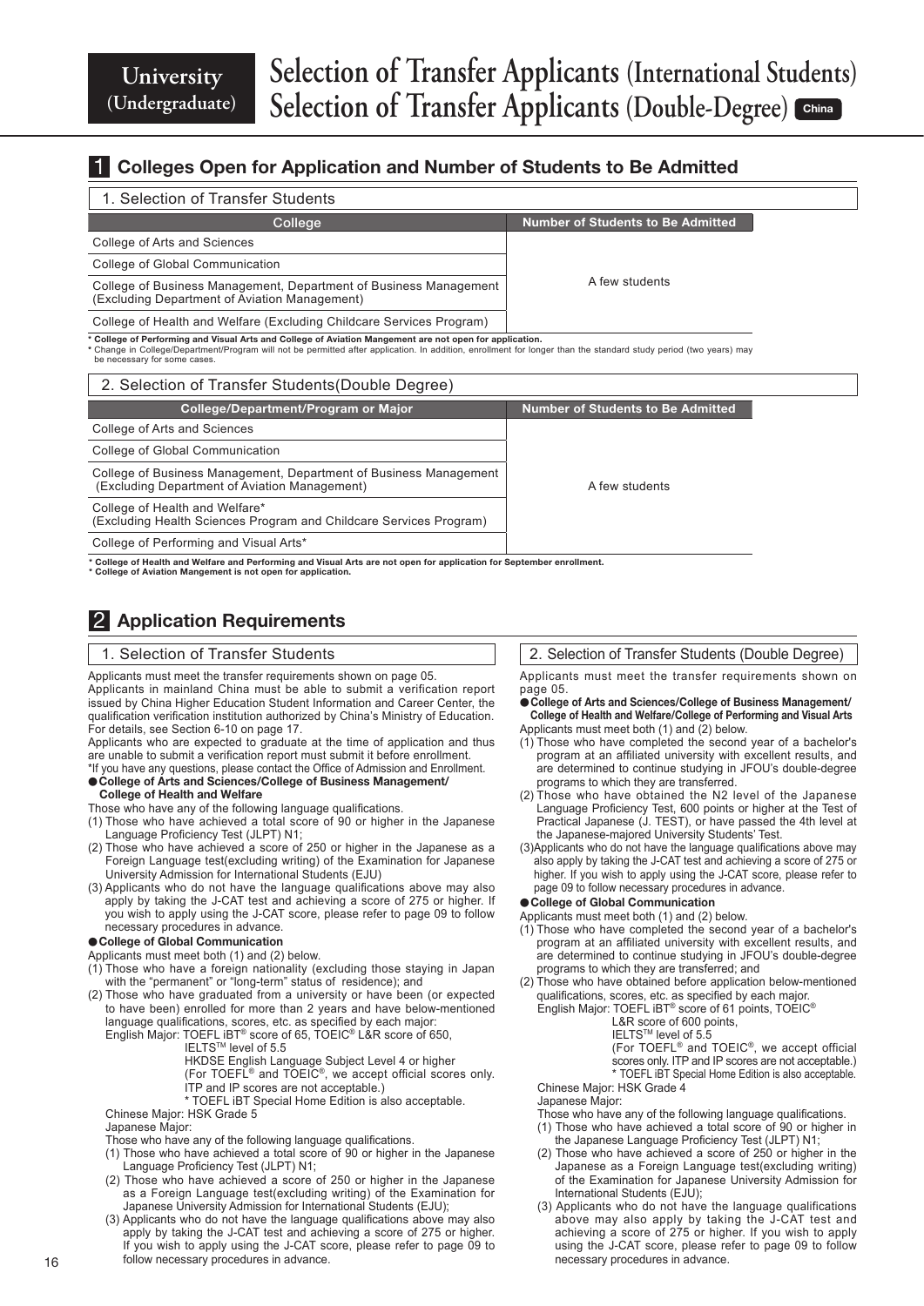# University (Undergraduate)

# Selection of Transfer Applicants (International Students)
# Selection of Transfer Applicants (Double-Degree) China

## 1 Colleges Open for Application and Number of Students to Be Admitted

### 1. Selection of Transfer Students

| College | Number of Students to Be Admitted |
|---|---|
| College of Arts and Sciences | A few students |
| College of Global Communication | |
| College of Business Management, Department of Business Management (Excluding Department of Aviation Management) | |
| College of Health and Welfare (Excluding Childcare Services Program) | |

\* **College of Performing and Visual Arts and College of Aviation Mangement are not open for application.**
\* Change in College/Department/Program will not be permitted after application. In addition, enrollment for longer than the standard study period (two years) may be necessary for some cases.

### 2. Selection of Transfer Students(Double Degree)

| College/Department/Program or Major | Number of Students to Be Admitted |
|---|---|
| College of Arts and Sciences | A few students |
| College of Global Communication | |
| College of Business Management, Department of Business Management (Excluding Department of Aviation Management) | |
| College of Health and Welfare* (Excluding Health Sciences Program and Childcare Services Program) | |
| College of Performing and Visual Arts* | |

\* **College of Health and Welfare and Performing and Visual Arts are not open for application for September enrollment.**
\* **College of Aviation Mangement is not open for application.**

## 2 Application Requirements

### 1. Selection of Transfer Students

Applicants must meet the transfer requirements shown on page 05.
Applicants in mainland China must be able to submit a verification report issued by China Higher Education Student Information and Career Center, the qualification verification institution authorized by China's Ministry of Education. For details, see Section 6-10 on page 17.
Applicants who are expected to graduate at the time of application and thus are unable to submit a verification report must submit it before enrollment.
*If you have any questions, please contact the Office of Admission and Enrollment.

● **College of Arts and Sciences/College of Business Management/ College of Health and Welfare**

Those who have any of the following language qualifications.

(1) Those who have achieved a total score of 90 or higher in the Japanese Language Proficiency Test (JLPT) N1;
(2) Those who have achieved a score of 250 or higher in the Japanese as a Foreign Language test(excluding writing) of the Examination for Japanese University Admission for International Students (EJU)
(3) Applicants who do not have the language qualifications above may also apply by taking the J-CAT test and achieving a score of 275 or higher. If you wish to apply using the J-CAT score, please refer to page 09 to follow necessary procedures in advance.

● **College of Global Communication**

Applicants must meet both (1) and (2) below.

(1) Those who have a foreign nationality (excluding those staying in Japan with the "permanent" or "long-term" status of residence); and
(2) Those who have graduated from a university or have been (or expected to have been) enrolled for more than 2 years and have below-mentioned language qualifications, scores, etc. as specified by each major:
English Major: TOEFL iBT® score of 65, TOEIC® L&R score of 650,
IELTS™ level of 5.5
HKDSE English Language Subject Level 4 or higher
(For TOEFL® and TOEIC®, we accept official scores only. ITP and IP scores are not acceptable.)
\* TOEFL iBT Special Home Edition is also acceptable.
Chinese Major: HSK Grade 5
Japanese Major:
Those who have any of the following language qualifications.
(1) Those who have achieved a total score of 90 or higher in the Japanese Language Proficiency Test (JLPT) N1;
(2) Those who have achieved a score of 250 or higher in the Japanese as a Foreign Language test(excluding writing) of the Examination for Japanese University Admission for International Students (EJU);
(3) Applicants who do not have the language qualifications above may also apply by taking the J-CAT test and achieving a score of 275 or higher. If you wish to apply using the J-CAT score, please refer to page 09 to follow necessary procedures in advance.

### 2. Selection of Transfer Students (Double Degree)

Applicants must meet the transfer requirements shown on page 05.

● **College of Arts and Sciences/College of Business Management/ College of Health and Welfare/College of Performing and Visual Arts**

Applicants must meet both (1) and (2) below.

(1) Those who have completed the second year of a bachelor's program at an affiliated university with excellent results, and are determined to continue studying in JFOU's double-degree programs to which they are transferred.
(2) Those who have obtained the N2 level of the Japanese Language Proficiency Test, 600 points or higher at the Test of Practical Japanese (J. TEST), or have passed the 4th level at the Japanese-majored University Students' Test.
(3) Applicants who do not have the language qualifications above may also apply by taking the J-CAT test and achieving a score of 275 or higher. If you wish to apply using the J-CAT score, please refer to page 09 to follow necessary procedures in advance.

● **College of Global Communication**

Applicants must meet both (1) and (2) below.

(1) Those who have completed the second year of a bachelor's program at an affiliated university with excellent results, and are determined to continue studying in JFOU's double-degree programs to which they are transferred; and
(2) Those who have obtained before application below-mentioned qualifications, scores, etc. as specified by each major.
English Major: TOEFL iBT® score of 61 points, TOEIC® L&R score of 600 points,
IELTS™ level of 5.5
(For TOEFL® and TOEIC®, we accept official scores only. ITP and IP scores are not acceptable.)
\* TOEFL iBT Special Home Edition is also acceptable.
Chinese Major: HSK Grade 4
Japanese Major:
Those who have any of the following language qualifications.
(1) Those who have achieved a total score of 90 or higher in the Japanese Language Proficiency Test (JLPT) N1;
(2) Those who have achieved a score of 250 or higher in the Japanese as a Foreign Language test(excluding writing) of the Examination for Japanese University Admission for International Students (EJU);
(3) Applicants who do not have the language qualifications above may also apply by taking the J-CAT test and achieving a score of 275 or higher. If you wish to apply using the J-CAT score, please refer to page 09 to follow necessary procedures in advance.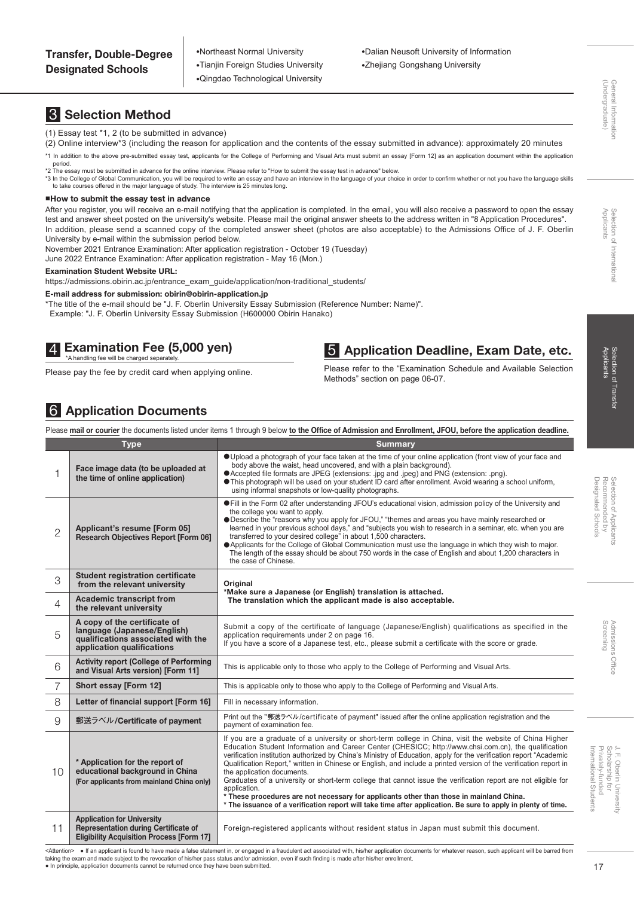**Transfer, Double-Degree Designated Schools**

- Northeast Normal University
- Tianjin Foreign Studies University
- Qingdao Technological University
- Dalian Neusoft University of Information
- Zhejiang Gongshang University

## 3 Selection Method

(1) Essay test *1, 2 (to be submitted in advance)

(2) Online interview*3 (including the reason for application and the contents of the essay submitted in advance): approximately 20 minutes

*1 In addition to the above pre-submitted essay test, applicants for the College of Performing and Visual Arts must submit an essay [Form 12] as an application document within the application period.

*2 The essay must be submitted in advance for the online interview. Please refer to "How to submit the essay test in advance" below.

*3 In the College of Global Communication, you will be required to write an essay and have an interview in the language of your choice in order to confirm whether or not you have the language skills to take courses offered in the major language of study. The interview is 25 minutes long.

### ■How to submit the essay test in advance

After you register, you will receive an e-mail notifying that the application is completed. In the email, you will also receive a password to open the essay test and answer sheet posted on the university's website. Please mail the original answer sheets to the address written in "8 Application Procedures". In addition, please send a scanned copy of the completed answer sheet (photos are also acceptable) to the Admissions Office of J. F. Oberlin University by e-mail within the submission period below.

November 2021 Entrance Examination: After application registration - October 19 (Tuesday)

June 2022 Entrance Examination: After application registration - May 16 (Mon.)

**Examination Student Website URL:**

https://admissions.obirin.ac.jp/entrance_exam_guide/application/non-traditional_students/

**E-mail address for submission: obirin@obirin-application.jp**

*The title of the e-mail should be "J. F. Oberlin University Essay Submission (Reference Number: Name)".
Example: "J. F. Oberlin University Essay Submission (H600000 Obirin Hanako)

## 4 Examination Fee (5,000 yen)

*A handling fee will be charged separately.

Please pay the fee by credit card when applying online.

## 5 Application Deadline, Exam Date, etc.

Please refer to the "Examination Schedule and Available Selection Methods" section on page 06-07.

## 6 Application Documents

Please **mail or courier** the documents listed under items 1 through 9 below **to the Office of Admission and Enrollment, JFOU, before the application deadline.**

| | Type | Summary |
|---|---|---|
| 1 | **Face image data (to be uploaded at the time of online application)** | ●Upload a photograph of your face taken at the time of your online application (front view of your face and body above the waist, head uncovered, and with a plain background).<br>●Accepted file formats are JPEG (extensions: .jpg and .jpeg) and PNG (extension: .png).<br>●This photograph will be used on your student ID card after enrollment. Avoid wearing a school uniform, using informal snapshots or low-quality photographs. |
| 2 | **Applicant's resume [Form 05]<br>Research Objectives Report [Form 06]** | ●Fill in the Form 02 after understanding JFOU's educational vision, admission policy of the University and the college you want to apply.<br>●Describe the "reasons why you apply for JFOU," "themes and areas you have mainly researched or learned in your previous school days," and "subjects you wish to research in a seminar, etc. when you are transferred to your desired college" in about 1,500 characters.<br>●Applicants for the College of Global Communication must use the language in which they wish to major. The length of the essay should be about 750 words in the case of English and about 1,200 characters in the case of Chinese. |
| 3 | **Student registration certificate from the relevant university** | **Original<br>*Make sure a Japanese (or English) translation is attached.<br>The translation which the applicant made is also acceptable.** |
| 4 | **Academic transcript from the relevant university** | |
| 5 | **A copy of the certificate of language (Japanese/English) qualifications associated with the application qualifications** | Submit a copy of the certificate of language (Japanese/English) qualifications as specified in the application requirements under 2 on page 16.<br>If you have a score of a Japanese test, etc., please submit a certificate with the score or grade. |
| 6 | **Activity report (College of Performing and Visual Arts version) [Form 11]** | This is applicable only to those who apply to the College of Performing and Visual Arts. |
| 7 | **Short essay [Form 12]** | This is applicable only to those who apply to the College of Performing and Visual Arts. |
| 8 | **Letter of financial support [Form 16]** | Fill in necessary information. |
| 9 | **郵送ラベル/Certificate of payment** | Print out the "郵送ラベル/certificate of payment" issued after the online application registration and the payment of examination fee. |
| 10 | **\* Application for the report of educational background in China (For applicants from mainland China only)** | If you are a graduate of a university or short-term college in China, visit the website of China Higher Education Student Information and Career Center (CHESICC; http://www.chsi.com.cn), the qualification verification institution authorized by China's Ministry of Education, apply for the verification report "Academic Qualification Report," written in Chinese or English, and include a printed version of the verification report in the application documents.<br>Graduates of a university or short-term college that cannot issue the verification report are not eligible for application.<br>**\* These procedures are not necessary for applicants other than those in mainland China.<br>\* The issuance of a verification report will take time after application. Be sure to apply in plenty of time.** |
| 11 | **Application for University Representation during Certificate of Eligibility Acquisition Process [Form 17]** | Foreign-registered applicants without resident status in Japan must submit this document. |

<Attention> ● If an applicant is found to have made a false statement in, or engaged in a fraudulent act associated with, his/her application documents for whatever reason, such applicant will be barred from taking the exam and made subject to the revocation of his/her pass status and/or admission, even if such finding is made after his/her enrollment.

● In principle, application documents cannot be returned once they have been submitted.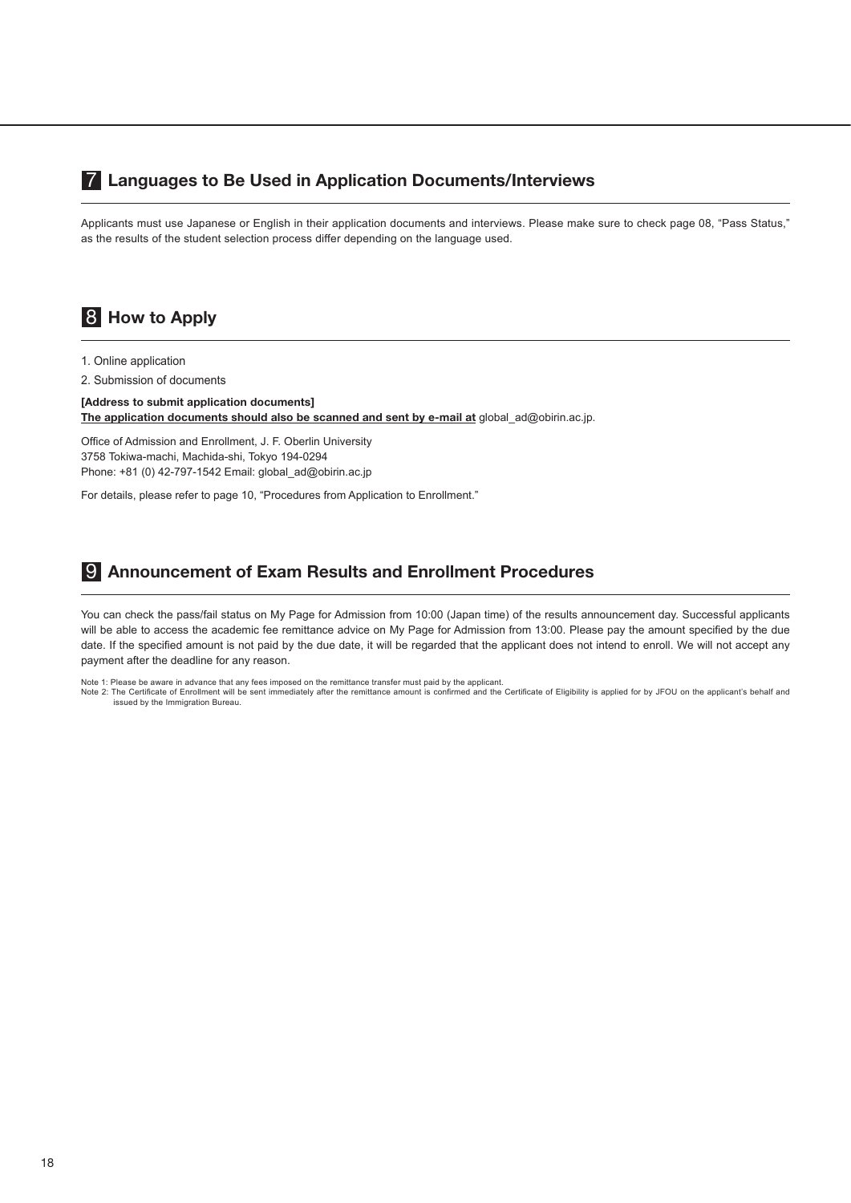## 7 Languages to Be Used in Application Documents/Interviews

Applicants must use Japanese or English in their application documents and interviews. Please make sure to check page 08, "Pass Status," as the results of the student selection process differ depending on the language used.

## 8 How to Apply

1. Online application
2. Submission of documents

**[Address to submit application documents]**
**The application documents should also be scanned and sent by e-mail at** global_ad@obirin.ac.jp.

Office of Admission and Enrollment, J. F. Oberlin University
3758 Tokiwa-machi, Machida-shi, Tokyo 194-0294
Phone: +81 (0) 42-797-1542 Email: global_ad@obirin.ac.jp

For details, please refer to page 10, "Procedures from Application to Enrollment."

## 9 Announcement of Exam Results and Enrollment Procedures

You can check the pass/fail status on My Page for Admission from 10:00 (Japan time) of the results announcement day. Successful applicants will be able to access the academic fee remittance advice on My Page for Admission from 13:00. Please pay the amount specified by the due date. If the specified amount is not paid by the due date, it will be regarded that the applicant does not intend to enroll. We will not accept any payment after the deadline for any reason.

Note 1: Please be aware in advance that any fees imposed on the remittance transfer must paid by the applicant.
Note 2: The Certificate of Enrollment will be sent immediately after the remittance amount is confirmed and the Certificate of Eligibility is applied for by JFOU on the applicant's behalf and issued by the Immigration Bureau.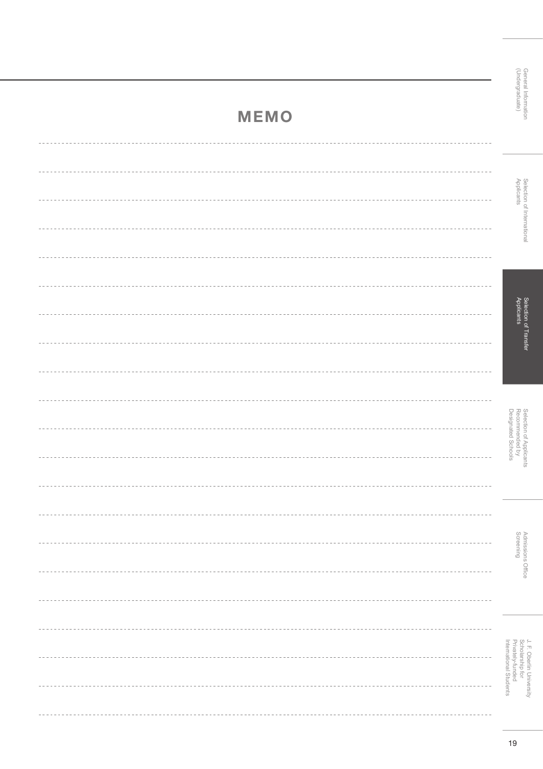# MEMO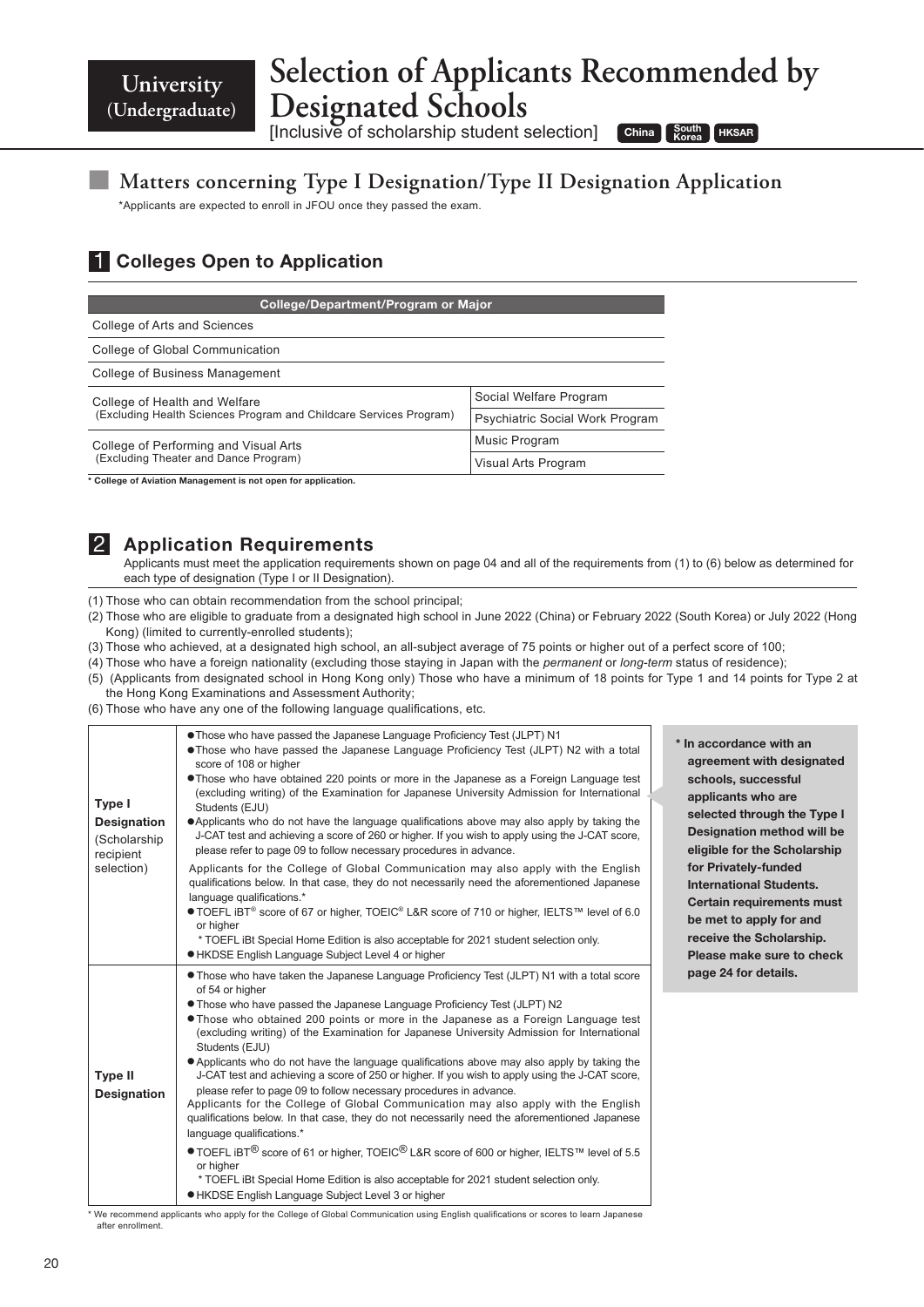University (Undergraduate)

# Selection of Applicants Recommended by Designated Schools

[Inclusive of scholarship student selection] China South Korea HKSAR

## Matters concerning Type I Designation/Type II Designation Application

*Applicants are expected to enroll in JFOU once they passed the exam.

### 1 Colleges Open to Application

| College/Department/Program or Major | |
|---|---|
| College of Arts and Sciences | |
| College of Global Communication | |
| College of Business Management | |
| College of Health and Welfare (Excluding Health Sciences Program and Childcare Services Program) | Social Welfare Program |
| | Psychiatric Social Work Program |
| College of Performing and Visual Arts (Excluding Theater and Dance Program) | Music Program |
| | Visual Arts Program |

**\* College of Aviation Management is not open for application.**

### 2 Application Requirements

Applicants must meet the application requirements shown on page 04 and all of the requirements from (1) to (6) below as determined for each type of designation (Type I or II Designation).

(1) Those who can obtain recommendation from the school principal;
(2) Those who are eligible to graduate from a designated high school in June 2022 (China) or February 2022 (South Korea) or July 2022 (Hong Kong) (limited to currently-enrolled students);
(3) Those who achieved, at a designated high school, an all-subject average of 75 points or higher out of a perfect score of 100;
(4) Those who have a foreign nationality (excluding those staying in Japan with the *permanent* or *long-term* status of residence);
(5) (Applicants from designated school in Hong Kong only) Those who have a minimum of 18 points for Type 1 and 14 points for Type 2 at the Hong Kong Examinations and Assessment Authority;
(6) Those who have any one of the following language qualifications, etc.

| | |
|---|---|
| **Type I Designation** (Scholarship recipient selection) | ● Those who have passed the Japanese Language Proficiency Test (JLPT) N1<br>● Those who have passed the Japanese Language Proficiency Test (JLPT) N2 with a total score of 108 or higher<br>● Those who have obtained 220 points or more in the Japanese as a Foreign Language test (excluding writing) of the Examination for Japanese University Admission for International Students (EJU)<br>● Applicants who do not have the language qualifications above may also apply by taking the J-CAT test and achieving a score of 260 or higher. If you wish to apply using the J-CAT score, please refer to page 09 to follow necessary procedures in advance.<br>Applicants for the College of Global Communication may also apply with the English qualifications below. In that case, they do not necessarily need the aforementioned Japanese language qualifications.*<br>● TOEFL iBT® score of 67 or higher, TOEIC® L&R score of 710 or higher, IELTS™ level of 6.0 or higher<br>* TOEFL iBt Special Home Edition is also acceptable for 2021 student selection only.<br>● HKDSE English Language Subject Level 4 or higher |
| **Type II Designation** | ● Those who have taken the Japanese Language Proficiency Test (JLPT) N1 with a total score of 54 or higher<br>● Those who have passed the Japanese Language Proficiency Test (JLPT) N2<br>● Those who obtained 200 points or more in the Japanese as a Foreign Language test (excluding writing) of the Examination for Japanese University Admission for International Students (EJU)<br>● Applicants who do not have the language qualifications above may also apply by taking the J-CAT test and achieving a score of 250 or higher. If you wish to apply using the J-CAT score, please refer to page 09 to follow necessary procedures in advance.<br>Applicants for the College of Global Communication may also apply with the English qualifications below. In that case, they do not necessarily need the aforementioned Japanese language qualifications.*<br>● TOEFL iBT® score of 61 or higher, TOEIC® L&R score of 600 or higher, IELTS™ level of 5.5 or higher<br>* TOEFL iBt Special Home Edition is also acceptable for 2021 student selection only.<br>● HKDSE English Language Subject Level 3 or higher |

**\* In accordance with an agreement with designated schools, successful applicants who are selected through the Type I Designation method will be eligible for the Scholarship for Privately-funded International Students. Certain requirements must be met to apply for and receive the Scholarship. Please make sure to check page 24 for details.**

\* We recommend applicants who apply for the College of Global Communication using English qualifications or scores to learn Japanese after enrollment.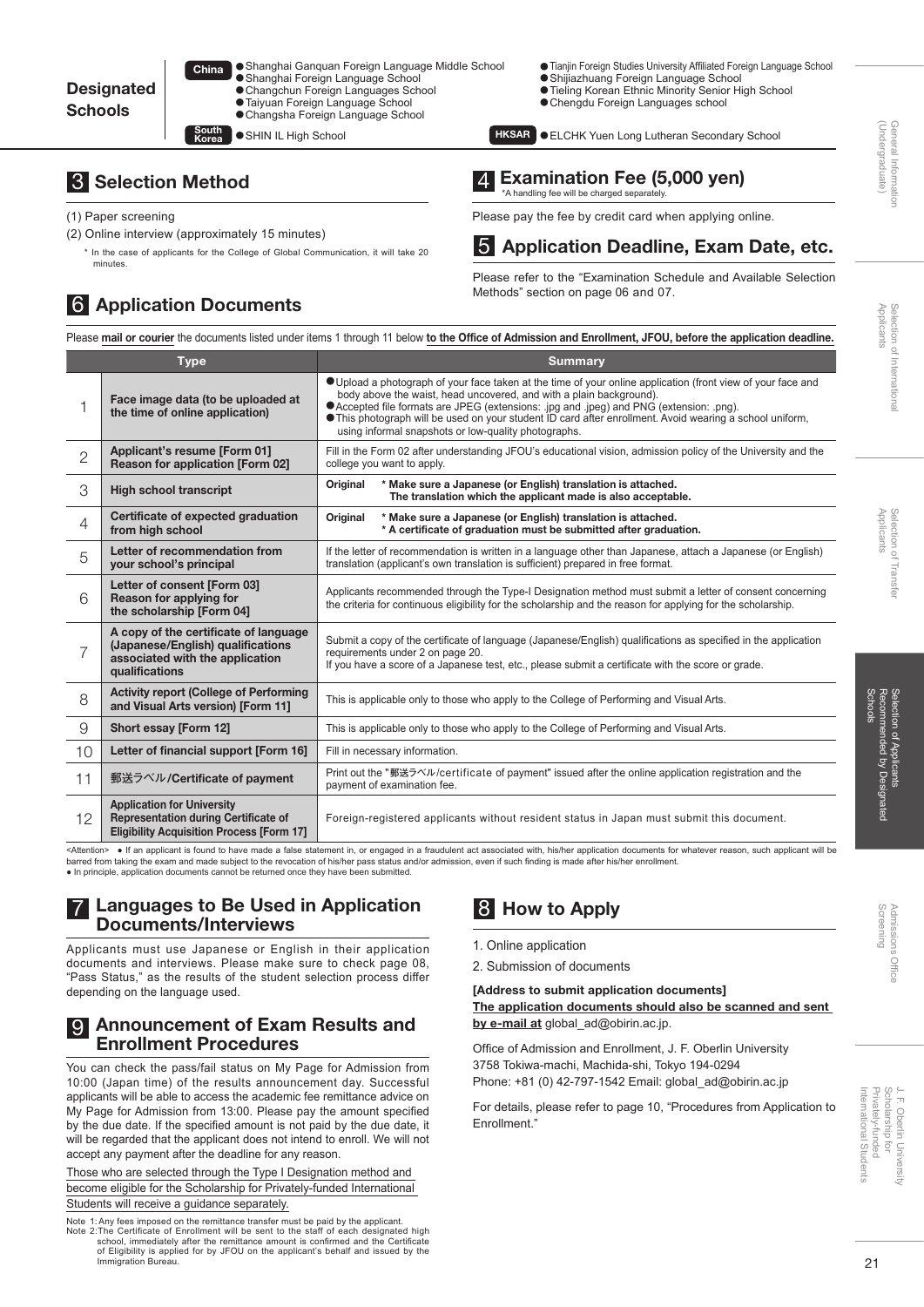**Designated Schools**

**China**
- Shanghai Ganquan Foreign Language Middle School
- Shanghai Foreign Language School
- Changchun Foreign Languages School
- Taiyuan Foreign Language School
- Changsha Foreign Language School
- Tianjin Foreign Studies University Affiliated Foreign Language School
- Shijiazhuang Foreign Language School
- Tieling Korean Ethnic Minority Senior High School
- Chengdu Foreign Languages school

**South Korea**
- SHIN IL High School

**HKSAR**
- ELCHK Yuen Long Lutheran Secondary School

## 3 Selection Method

(1) Paper screening

(2) Online interview (approximately 15 minutes)

\* In the case of applicants for the College of Global Communication, it will take 20 minutes.

## 4 Examination Fee (5,000 yen)

\*A handling fee will be charged separately.

Please pay the fee by credit card when applying online.

## 5 Application Deadline, Exam Date, etc.

Please refer to the "Examination Schedule and Available Selection Methods" section on page 06 and 07.

## 6 Application Documents

Please **mail or courier** the documents listed under items 1 through 11 below **to the Office of Admission and Enrollment, JFOU, before the application deadline.**

| | Type | Summary |
|---|---|---|
| 1 | **Face image data (to be uploaded at the time of online application)** | ●Upload a photograph of your face taken at the time of your online application (front view of your face and body above the waist, head uncovered, and with a plain background).<br>●Accepted file formats are JPEG (extensions: .jpg and .jpeg) and PNG (extension: .png).<br>●This photograph will be used on your student ID card after enrollment. Avoid wearing a school uniform, using informal snapshots or low-quality photographs. |
| 2 | **Applicant's resume [Form 01]**<br>**Reason for application [Form 02]** | Fill in the Form 02 after understanding JFOU's educational vision, admission policy of the University and the college you want to apply. |
| 3 | **High school transcript** | **Original** **\* Make sure a Japanese (or English) translation is attached. The translation which the applicant made is also acceptable.** |
| 4 | **Certificate of expected graduation from high school** | **Original** **\* Make sure a Japanese (or English) translation is attached.**<br>**\* A certificate of graduation must be submitted after graduation.** |
| 5 | **Letter of recommendation from your school's principal** | If the letter of recommendation is written in a language other than Japanese, attach a Japanese (or English) translation (applicant's own translation is sufficient) prepared in free format. |
| 6 | **Letter of consent [Form 03]**<br>**Reason for applying for the scholarship [Form 04]** | Applicants recommended through the Type-I Designation method must submit a letter of consent concerning the criteria for continuous eligibility for the scholarship and the reason for applying for the scholarship. |
| 7 | **A copy of the certificate of language (Japanese/English) qualifications associated with the application qualifications** | Submit a copy of the certificate of language (Japanese/English) qualifications as specified in the application requirements under 2 on page 20.<br>If you have a score of a Japanese test, etc., please submit a certificate with the score or grade. |
| 8 | **Activity report (College of Performing and Visual Arts version) [Form 11]** | This is applicable only to those who apply to the College of Performing and Visual Arts. |
| 9 | **Short essay [Form 12]** | This is applicable only to those who apply to the College of Performing and Visual Arts. |
| 10 | **Letter of financial support [Form 16]** | Fill in necessary information. |
| 11 | **郵送ラベル/Certificate of payment** | Print out the "郵送ラベル/certificate of payment" issued after the online application registration and the payment of examination fee. |
| 12 | **Application for University Representation during Certificate of Eligibility Acquisition Process [Form 17]** | Foreign-registered applicants without resident status in Japan must submit this document. |

<Attention> ● If an applicant is found to have made a false statement in, or engaged in a fraudulent act associated with, his/her application documents for whatever reason, such applicant will be barred from taking the exam and made subject to the revocation of his/her pass status and/or admission, even if such finding is made after his/her enrollment.
● In principle, application documents cannot be returned once they have been submitted.

## 7 Languages to Be Used in Application Documents/Interviews

Applicants must use Japanese or English in their application documents and interviews. Please make sure to check page 08, "Pass Status," as the results of the student selection process differ depending on the language used.

## 9 Announcement of Exam Results and Enrollment Procedures

You can check the pass/fail status on My Page for Admission from 10:00 (Japan time) of the results announcement day. Successful applicants will be able to access the academic fee remittance advice on My Page for Admission from 13:00. Please pay the amount specified by the due date. If the specified amount is not paid by the due date, it will be regarded that the applicant does not intend to enroll. We will not accept any payment after the deadline for any reason.

Those who are selected through the Type I Designation method and become eligible for the Scholarship for Privately-funded International Students will receive a guidance separately.

Note 1: Any fees imposed on the remittance transfer must be paid by the applicant.
Note 2: The Certificate of Enrollment will be sent to the staff of each designated high school, immediately after the remittance amount is confirmed and the Certificate of Eligibility is applied for by JFOU on the applicant's behalf and issued by the Immigration Bureau.

## 8 How to Apply

1. Online application
2. Submission of documents

**[Address to submit application documents]**
**The application documents should also be scanned and sent by e-mail at** global_ad@obirin.ac.jp.

Office of Admission and Enrollment, J. F. Oberlin University
3758 Tokiwa-machi, Machida-shi, Tokyo 194-0294
Phone: +81 (0) 42-797-1542 Email: global_ad@obirin.ac.jp

For details, please refer to page 10, "Procedures from Application to Enrollment."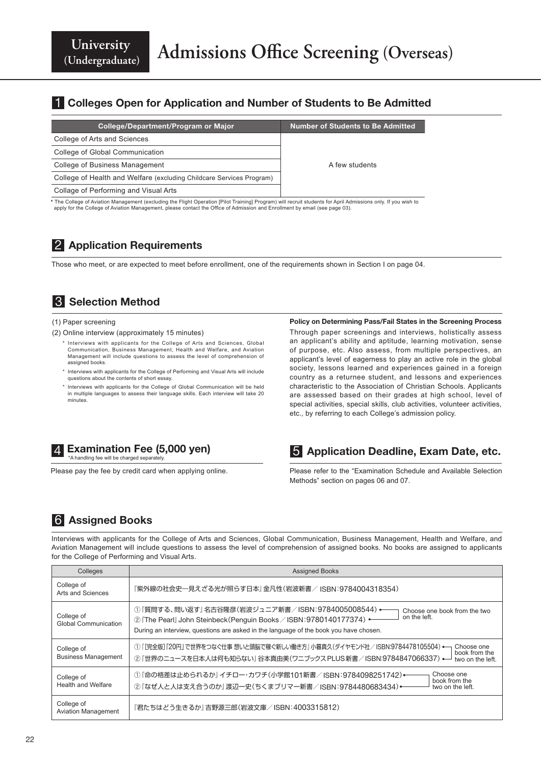# University (Undergraduate) Admissions Office Screening (Overseas)

## 1 Colleges Open for Application and Number of Students to Be Admitted

| College/Department/Program or Major | Number of Students to Be Admitted |
|---|---|
| College of Arts and Sciences | A few students |
| College of Global Communication | |
| College of Business Management | |
| College of Health and Welfare (excluding Childcare Services Program) | |
| Collage of Performing and Visual Arts | |

* The College of Aviation Management (excluding the Flight Operation [Pilot Training] Program) will recruit students for April Admissions only. If you wish to apply for the College of Aviation Management, please contact the Office of Admission and Enrollment by email (see page 03).

## 2 Application Requirements

Those who meet, or are expected to meet before enrollment, one of the requirements shown in Section I on page 04.

## 3 Selection Method

(1) Paper screening

(2) Online interview (approximately 15 minutes)

* Interviews with applicants for the College of Arts and Sciences, Global Communication, Business Management, Health and Welfare, and Aviation Management will include questions to assess the level of comprehension of assigned books.
* Interviews with applicants for the College of Performing and Visual Arts will include questions about the contents of short essay.
* Interviews with applicants for the College of Global Communication will be held in multiple languages to assess their language skills. Each interview will take 20 minutes.

**Policy on Determining Pass/Fail States in the Screening Process**

Through paper screenings and interviews, holistically assess an applicant's ability and aptitude, learning motivation, sense of purpose, etc. Also assess, from multiple perspectives, an applicant's level of eagerness to play an active role in the global society, lessons learned and experiences gained in a foreign country as a returnee student, and lessons and experiences characteristic to the Association of Christian Schools. Applicants are assessed based on their grades at high school, level of special activities, special skills, club activities, volunteer activities, etc., by referring to each College's admission policy.

## 4 Examination Fee (5,000 yen)

*A handling fee will be charged separately.

Please pay the fee by credit card when applying online.

## 5 Application Deadline, Exam Date, etc.

Please refer to the "Examination Schedule and Available Selection Methods" section on pages 06 and 07.

## 6 Assigned Books

Interviews with applicants for the College of Arts and Sciences, Global Communication, Business Management, Health and Welfare, and Aviation Management will include questions to assess the level of comprehension of assigned books. No books are assigned to applicants for the College of Performing and Visual Arts.

| Colleges | Assigned Books |
|---|---|
| College of Arts and Sciences | 『紫外線の社会史―見えざる光が照らす日本』金凡性（岩波新書／ ISBN：9784004318354） |
| College of Global Communication | ①『質問する、問い返す』名古谷隆彦（岩波ジュニア新書／ISBN：9784005008544）<br>②『The Pearl』John Steinbeck（Penguin Books／ISBN：9780140177374）<br>Choose one book from the two on the left.<br>During an interview, questions are asked in the language of the book you have chosen. |
| College of Business Management | ①『[完全版]「20円」で世界をつなぐ仕事 想いと頭脳で稼ぐ新しい働き方』小暮真久（ダイヤモンド社／ISBN:9784478105504）<br>②『世界のニュースを日本人は何も知らない』谷本真由美（ワニブックスPLUS新書／ISBN:9784847066337）<br>Choose one book from the two on the left. |
| College of Health and Welfare | ①『命の格差は止められるか』イチロー・カワチ（小学館101新書／ISBN：9784098251742）<br>②『なぜ人と人は支え合うのか』渡辺一史（ちくまプリマー新書／ISBN：9784480683434）<br>Choose one book from the two on the left. |
| College of Aviation Management | 『君たちはどう生きるか』吉野源三郎（岩波文庫／ISBN：4003315812） |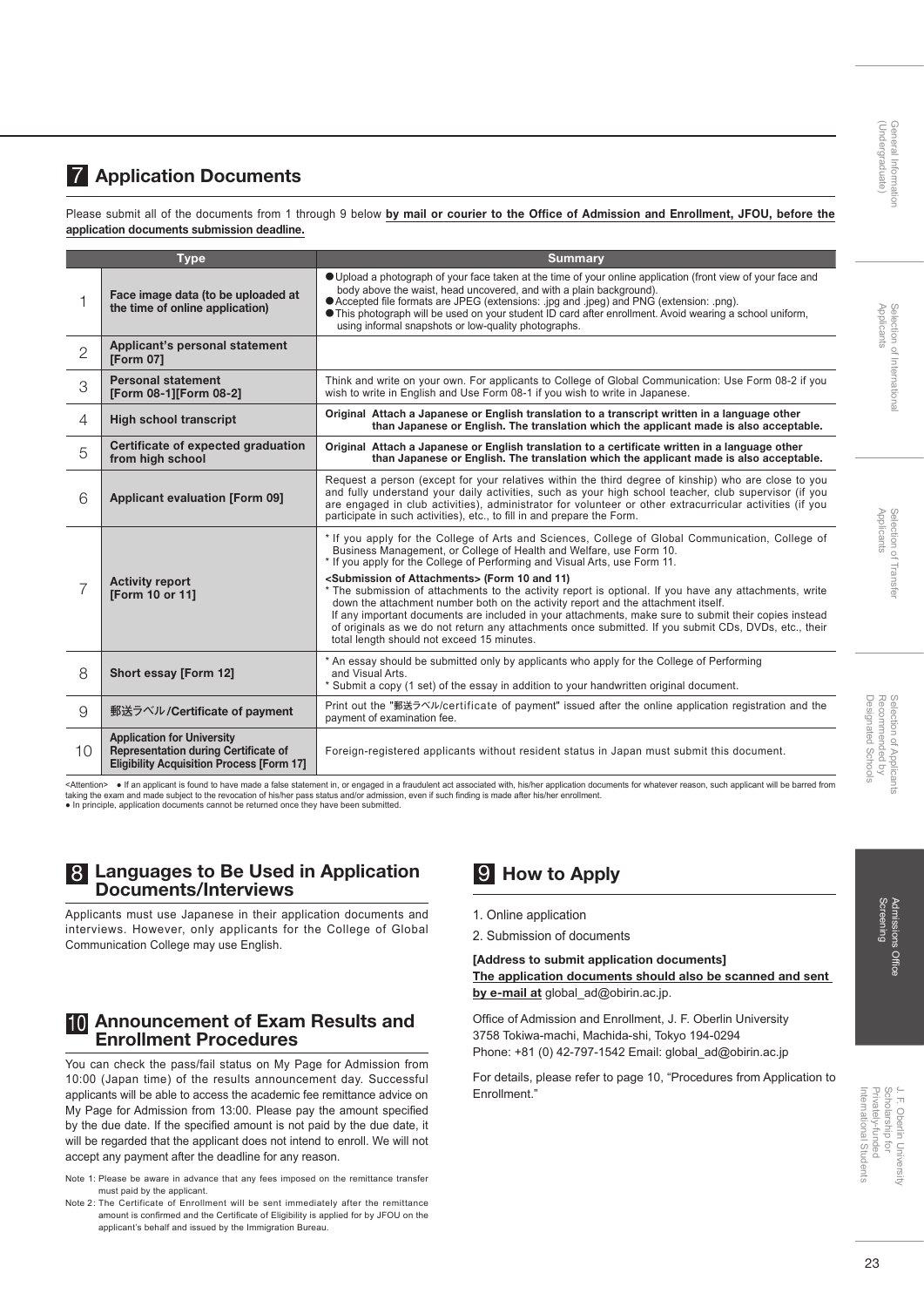## 7 Application Documents

Please submit all of the documents from 1 through 9 below **by mail or courier to the Office of Admission and Enrollment, JFOU, before the application documents submission deadline.**

| | Type | Summary |
|---|---|---|
| 1 | **Face image data (to be uploaded at the time of online application)** | ● Upload a photograph of your face taken at the time of your online application (front view of your face and body above the waist, head uncovered, and with a plain background).<br>● Accepted file formats are JPEG (extensions: .jpg and .jpeg) and PNG (extension: .png).<br>● This photograph will be used on your student ID card after enrollment. Avoid wearing a school uniform, using informal snapshots or low-quality photographs. |
| 2 | **Applicant's personal statement [Form 07]** | |
| 3 | **Personal statement [Form 08-1][Form 08-2]** | Think and write on your own. For applicants to College of Global Communication: Use Form 08-2 if you wish to write in English and Use Form 08-1 if you wish to write in Japanese. |
| 4 | **High school transcript** | **Original Attach a Japanese or English translation to a transcript written in a language other than Japanese or English. The translation which the applicant made is also acceptable.** |
| 5 | **Certificate of expected graduation from high school** | **Original Attach a Japanese or English translation to a certificate written in a language other than Japanese or English. The translation which the applicant made is also acceptable.** |
| 6 | **Applicant evaluation [Form 09]** | Request a person (except for your relatives within the third degree of kinship) who are close to you and fully understand your daily activities, such as your high school teacher, club supervisor (if you are engaged in club activities), administrator for volunteer or other extracurricular activities (if you participate in such activities), etc., to fill in and prepare the Form. |
| 7 | **Activity report [Form 10 or 11]** | * If you apply for the College of Arts and Sciences, College of Global Communication, College of Business Management, or College of Health and Welfare, use Form 10.<br>* If you apply for the College of Performing and Visual Arts, use Form 11.<br>**<Submission of Attachments> (Form 10 and 11)**<br>* The submission of attachments to the activity report is optional. If you have any attachments, write down the attachment number both on the activity report and the attachment itself.<br>If any important documents are included in your attachments, make sure to submit their copies instead of originals as we do not return any attachments once submitted. If you submit CDs, DVDs, etc., their total length should not exceed 15 minutes. |
| 8 | **Short essay [Form 12]** | * An essay should be submitted only by applicants who apply for the College of Performing and Visual Arts.<br>* Submit a copy (1 set) of the essay in addition to your handwritten original document. |
| 9 | **郵送ラベル/Certificate of payment** | Print out the "郵送ラベル/certificate of payment" issued after the online application registration and the payment of examination fee. |
| 10 | **Application for University Representation during Certificate of Eligibility Acquisition Process [Form 17]** | Foreign-registered applicants without resident status in Japan must submit this document. |

<Attention> ● If an applicant is found to have made a false statement in, or engaged in a fraudulent act associated with, his/her application documents for whatever reason, such applicant will be barred from taking the exam and made subject to the revocation of his/her pass status and/or admission, even if such finding is made after his/her enrollment.
● In principle, application documents cannot be returned once they have been submitted.

## 8 Languages to Be Used in Application Documents/Interviews

Applicants must use Japanese in their application documents and interviews. However, only applicants for the College of Global Communication College may use English.

## 10 Announcement of Exam Results and Enrollment Procedures

You can check the pass/fail status on My Page for Admission from 10:00 (Japan time) of the results announcement day. Successful applicants will be able to access the academic fee remittance advice on My Page for Admission from 13:00. Please pay the amount specified by the due date. If the specified amount is not paid by the due date, it will be regarded that the applicant does not intend to enroll. We will not accept any payment after the deadline for any reason.

Note 1: Please be aware in advance that any fees imposed on the remittance transfer must paid by the applicant.

Note 2: The Certificate of Enrollment will be sent immediately after the remittance amount is confirmed and the Certificate of Eligibility is applied for by JFOU on the applicant's behalf and issued by the Immigration Bureau.

## 9 How to Apply

1. Online application
2. Submission of documents

**[Address to submit application documents]**
**The application documents should also be scanned and sent by e-mail at** global_ad@obirin.ac.jp.

Office of Admission and Enrollment, J. F. Oberlin University
3758 Tokiwa-machi, Machida-shi, Tokyo 194-0294
Phone: +81 (0) 42-797-1542 Email: global_ad@obirin.ac.jp

For details, please refer to page 10, "Procedures from Application to Enrollment."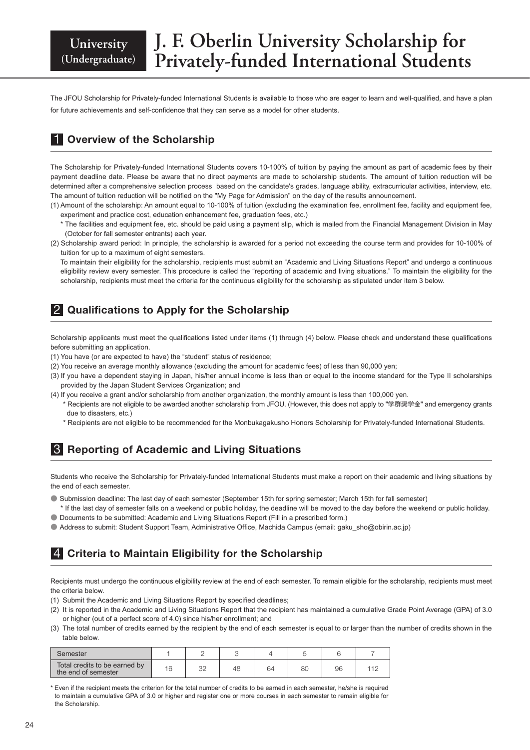University (Undergraduate)

# J. F. Oberlin University Scholarship for Privately-funded International Students

The JFOU Scholarship for Privately-funded International Students is available to those who are eager to learn and well-qualified, and have a plan for future achievements and self-confidence that they can serve as a model for other students.

## 1 Overview of the Scholarship

The Scholarship for Privately-funded International Students covers 10-100% of tuition by paying the amount as part of academic fees by their payment deadline date. Please be aware that no direct payments are made to scholarship students. The amount of tuition reduction will be determined after a comprehensive selection process based on the candidate's grades, language ability, extracurricular activities, interview, etc. The amount of tuition reduction will be notified on the "My Page for Admission" on the day of the results announcement.

(1) Amount of the scholarship: An amount equal to 10-100% of tuition (excluding the examination fee, enrollment fee, facility and equipment fee, experiment and practice cost, education enhancement fee, graduation fees, etc.)
 * The facilities and equipment fee, etc. should be paid using a payment slip, which is mailed from the Financial Management Division in May (October for fall semester entrants) each year.

(2) Scholarship award period: In principle, the scholarship is awarded for a period not exceeding the course term and provides for 10-100% of tuition for up to a maximum of eight semesters.
 To maintain their eligibility for the scholarship, recipients must submit an "Academic and Living Situations Report" and undergo a continuous eligibility review every semester. This procedure is called the "reporting of academic and living situations." To maintain the eligibility for the scholarship, recipients must meet the criteria for the continuous eligibility for the scholarship as stipulated under item 3 below.

## 2 Qualifications to Apply for the Scholarship

Scholarship applicants must meet the qualifications listed under items (1) through (4) below. Please check and understand these qualifications before submitting an application.

(1) You have (or are expected to have) the "student" status of residence;
(2) You receive an average monthly allowance (excluding the amount for academic fees) of less than 90,000 yen;
(3) If you have a dependent staying in Japan, his/her annual income is less than or equal to the income standard for the Type II scholarships provided by the Japan Student Services Organization; and
(4) If you receive a grant and/or scholarship from another organization, the monthly amount is less than 100,000 yen.
 * Recipients are not eligible to be awarded another scholarship from JFOU. (However, this does not apply to "学群奨学金" and emergency grants due to disasters, etc.)
 * Recipients are not eligible to be recommended for the Monbukagakusho Honors Scholarship for Privately-funded International Students.

## 3 Reporting of Academic and Living Situations

Students who receive the Scholarship for Privately-funded International Students must make a report on their academic and living situations by the end of each semester.

- Submission deadline: The last day of each semester (September 15th for spring semester; March 15th for fall semester)
 * If the last day of semester falls on a weekend or public holiday, the deadline will be moved to the day before the weekend or public holiday.
- Documents to be submitted: Academic and Living Situations Report (Fill in a prescribed form.)
- Address to submit: Student Support Team, Administrative Office, Machida Campus (email: gaku_sho@obirin.ac.jp)

## 4 Criteria to Maintain Eligibility for the Scholarship

Recipients must undergo the continuous eligibility review at the end of each semester. To remain eligible for the scholarship, recipients must meet the criteria below.

(1) Submit the Academic and Living Situations Report by specified deadlines;
(2) It is reported in the Academic and Living Situations Report that the recipient has maintained a cumulative Grade Point Average (GPA) of 3.0 or higher (out of a perfect score of 4.0) since his/her enrollment; and
(3) The total number of credits earned by the recipient by the end of each semester is equal to or larger than the number of credits shown in the table below.

| Semester | 1 | 2 | 3 | 4 | 5 | 6 | 7 |
|---|---|---|---|---|---|---|---|
| Total credits to be earned by the end of semester | 16 | 32 | 48 | 64 | 80 | 96 | 112 |

* Even if the recipient meets the criterion for the total number of credits to be earned in each semester, he/she is required to maintain a cumulative GPA of 3.0 or higher and register one or more courses in each semester to remain eligible for the Scholarship.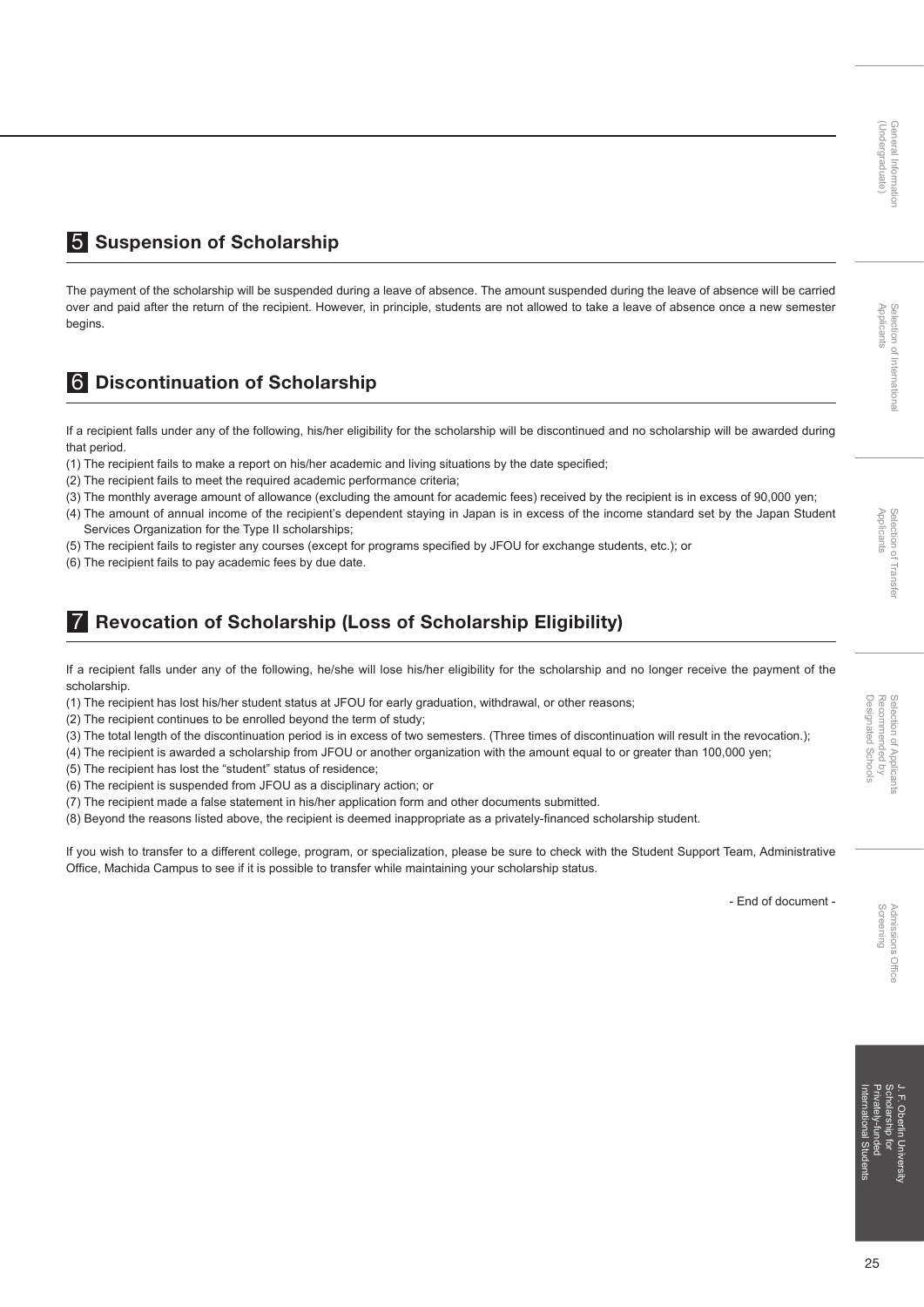## 5 Suspension of Scholarship

The payment of the scholarship will be suspended during a leave of absence. The amount suspended during the leave of absence will be carried over and paid after the return of the recipient. However, in principle, students are not allowed to take a leave of absence once a new semester begins.

## 6 Discontinuation of Scholarship

If a recipient falls under any of the following, his/her eligibility for the scholarship will be discontinued and no scholarship will be awarded during that period.

(1) The recipient fails to make a report on his/her academic and living situations by the date specified;
(2) The recipient fails to meet the required academic performance criteria;
(3) The monthly average amount of allowance (excluding the amount for academic fees) received by the recipient is in excess of 90,000 yen;
(4) The amount of annual income of the recipient's dependent staying in Japan is in excess of the income standard set by the Japan Student Services Organization for the Type II scholarships;
(5) The recipient fails to register any courses (except for programs specified by JFOU for exchange students, etc.); or
(6) The recipient fails to pay academic fees by due date.

## 7 Revocation of Scholarship (Loss of Scholarship Eligibility)

If a recipient falls under any of the following, he/she will lose his/her eligibility for the scholarship and no longer receive the payment of the scholarship.

(1) The recipient has lost his/her student status at JFOU for early graduation, withdrawal, or other reasons;
(2) The recipient continues to be enrolled beyond the term of study;
(3) The total length of the discontinuation period is in excess of two semesters. (Three times of discontinuation will result in the revocation.);
(4) The recipient is awarded a scholarship from JFOU or another organization with the amount equal to or greater than 100,000 yen;
(5) The recipient has lost the "student" status of residence;
(6) The recipient is suspended from JFOU as a disciplinary action; or
(7) The recipient made a false statement in his/her application form and other documents submitted.
(8) Beyond the reasons listed above, the recipient is deemed inappropriate as a privately-financed scholarship student.

If you wish to transfer to a different college, program, or specialization, please be sure to check with the Student Support Team, Administrative Office, Machida Campus to see if it is possible to transfer while maintaining your scholarship status.

- End of document -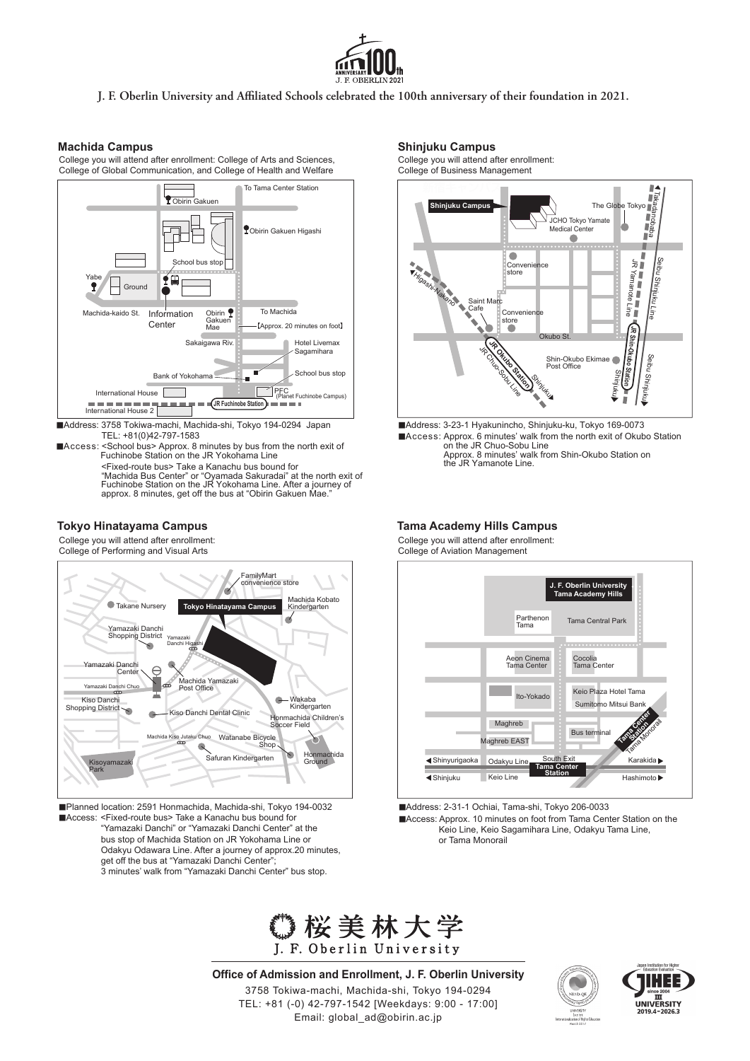J. F. Oberlin University and Affiliated Schools celebrated the 100th anniversary of their foundation in 2021.

## Machida Campus

College you will attend after enrollment: College of Arts and Sciences, College of Global Communication, and College of Health and Welfare

■Address: 3758 Tokiwa-machi, Machida-shi, Tokyo 194-0294 Japan
TEL: +81(0)42-797-1583

■Access: <School bus> Approx. 8 minutes by bus from the north exit of Fuchinobe Station on the JR Yokohama Line
<Fixed-route bus> Take a Kanachu bus bound for "Machida Bus Center" or "Oyamada Sakuradai" at the north exit of Fuchinobe Station on the JR Yokohama Line. After a journey of approx. 8 minutes, get off the bus at "Obirin Gakuen Mae."

## Shinjuku Campus

College you will attend after enrollment: College of Business Management

■Address: 3-23-1 Hyakunincho, Shinjuku-ku, Tokyo 169-0073

■Access: Approx. 6 minutes' walk from the north exit of Okubo Station on the JR Chuo-Sobu Line
Approx. 8 minutes' walk from Shin-Okubo Station on the JR Yamanote Line.

## Tokyo Hinatayama Campus

College you will attend after enrollment: College of Performing and Visual Arts

■Planned location: 2591 Honmachida, Machida-shi, Tokyo 194-0032

■Access: <Fixed-route bus> Take a Kanachu bus bound for "Yamazaki Danchi" or "Yamazaki Danchi Center" at the bus stop of Machida Station on JR Yokohama Line or Odakyu Odawara Line. After a journey of approx.20 minutes, get off the bus at "Yamazaki Danchi Center"; 3 minutes' walk from "Yamazaki Danchi Center" bus stop.

## Tama Academy Hills Campus

College you will attend after enrollment: College of Aviation Management

■Address: 2-31-1 Ochiai, Tama-shi, Tokyo 206-0033

■Access: Approx. 10 minutes on foot from Tama Center Station on the Keio Line, Keio Sagamihara Line, Odakyu Tama Line, or Tama Monorail

桜美林大学
J. F. Oberlin University

**Office of Admission and Enrollment, J. F. Oberlin University**

3758 Tokiwa-machi, Machida-shi, Tokyo 194-0294
TEL: +81 (-0) 42-797-1542 [Weekdays: 9:00 - 17:00]
Email: global_ad@obirin.ac.jp